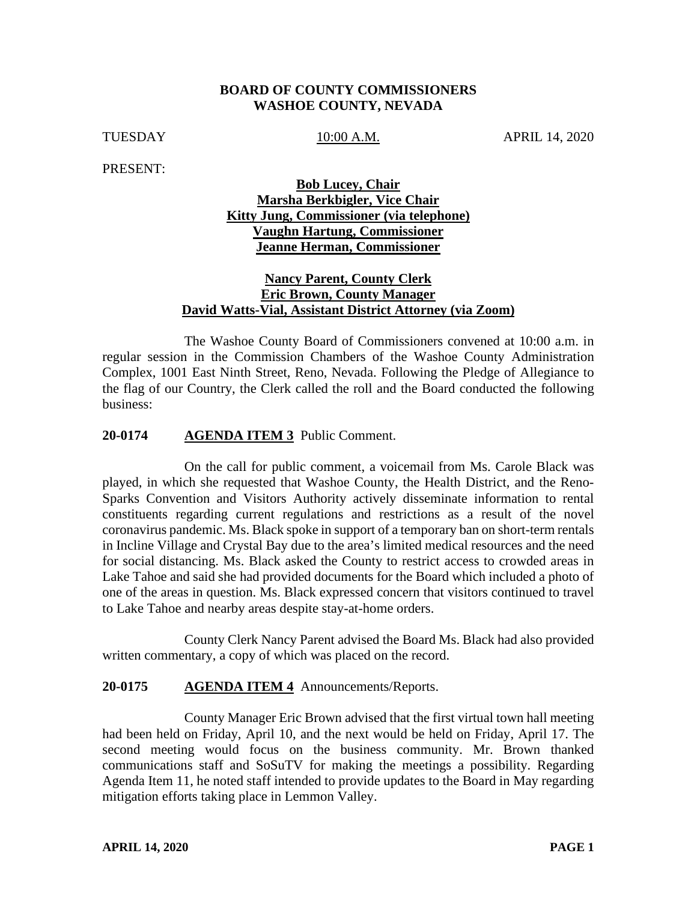**BOARD OF COUNTY COMMISSIONERS**
**WASHOE COUNTY, NEVADA**

TUESDAY 10:00 A.M. APRIL 14, 2020

PRESENT:

**Bob Lucey, Chair**
**Marsha Berkbigler, Vice Chair**
**Kitty Jung, Commissioner (via telephone)**
**Vaughn Hartung, Commissioner**
**Jeanne Herman, Commissioner**

**Nancy Parent, County Clerk**
**Eric Brown, County Manager**
**David Watts-Vial, Assistant District Attorney (via Zoom)**

The Washoe County Board of Commissioners convened at 10:00 a.m. in regular session in the Commission Chambers of the Washoe County Administration Complex, 1001 East Ninth Street, Reno, Nevada. Following the Pledge of Allegiance to the flag of our Country, the Clerk called the roll and the Board conducted the following business:

**20-0174 AGENDA ITEM 3** Public Comment.

On the call for public comment, a voicemail from Ms. Carole Black was played, in which she requested that Washoe County, the Health District, and the Reno-Sparks Convention and Visitors Authority actively disseminate information to rental constituents regarding current regulations and restrictions as a result of the novel coronavirus pandemic. Ms. Black spoke in support of a temporary ban on short-term rentals in Incline Village and Crystal Bay due to the area's limited medical resources and the need for social distancing. Ms. Black asked the County to restrict access to crowded areas in Lake Tahoe and said she had provided documents for the Board which included a photo of one of the areas in question. Ms. Black expressed concern that visitors continued to travel to Lake Tahoe and nearby areas despite stay-at-home orders.

County Clerk Nancy Parent advised the Board Ms. Black had also provided written commentary, a copy of which was placed on the record.

**20-0175 AGENDA ITEM 4** Announcements/Reports.

County Manager Eric Brown advised that the first virtual town hall meeting had been held on Friday, April 10, and the next would be held on Friday, April 17. The second meeting would focus on the business community. Mr. Brown thanked communications staff and SoSuTV for making the meetings a possibility. Regarding Agenda Item 11, he noted staff intended to provide updates to the Board in May regarding mitigation efforts taking place in Lemmon Valley.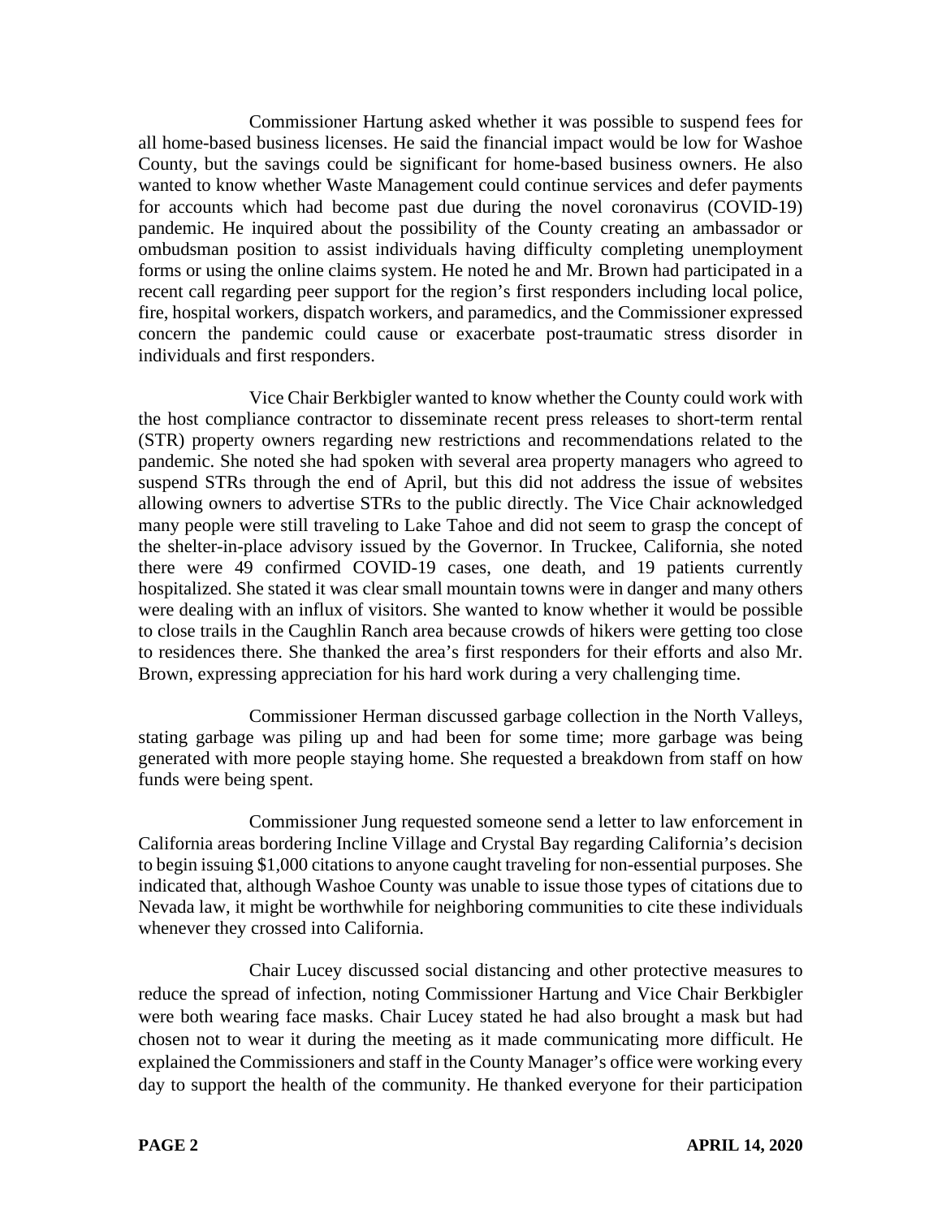Commissioner Hartung asked whether it was possible to suspend fees for all home-based business licenses. He said the financial impact would be low for Washoe County, but the savings could be significant for home-based business owners. He also wanted to know whether Waste Management could continue services and defer payments for accounts which had become past due during the novel coronavirus (COVID-19) pandemic. He inquired about the possibility of the County creating an ambassador or ombudsman position to assist individuals having difficulty completing unemployment forms or using the online claims system. He noted he and Mr. Brown had participated in a recent call regarding peer support for the region's first responders including local police, fire, hospital workers, dispatch workers, and paramedics, and the Commissioner expressed concern the pandemic could cause or exacerbate post-traumatic stress disorder in individuals and first responders.

Vice Chair Berkbigler wanted to know whether the County could work with the host compliance contractor to disseminate recent press releases to short-term rental (STR) property owners regarding new restrictions and recommendations related to the pandemic. She noted she had spoken with several area property managers who agreed to suspend STRs through the end of April, but this did not address the issue of websites allowing owners to advertise STRs to the public directly. The Vice Chair acknowledged many people were still traveling to Lake Tahoe and did not seem to grasp the concept of the shelter-in-place advisory issued by the Governor. In Truckee, California, she noted there were 49 confirmed COVID-19 cases, one death, and 19 patients currently hospitalized. She stated it was clear small mountain towns were in danger and many others were dealing with an influx of visitors. She wanted to know whether it would be possible to close trails in the Caughlin Ranch area because crowds of hikers were getting too close to residences there. She thanked the area's first responders for their efforts and also Mr. Brown, expressing appreciation for his hard work during a very challenging time.

Commissioner Herman discussed garbage collection in the North Valleys, stating garbage was piling up and had been for some time; more garbage was being generated with more people staying home. She requested a breakdown from staff on how funds were being spent.

Commissioner Jung requested someone send a letter to law enforcement in California areas bordering Incline Village and Crystal Bay regarding California's decision to begin issuing $1,000 citations to anyone caught traveling for non-essential purposes. She indicated that, although Washoe County was unable to issue those types of citations due to Nevada law, it might be worthwhile for neighboring communities to cite these individuals whenever they crossed into California.

Chair Lucey discussed social distancing and other protective measures to reduce the spread of infection, noting Commissioner Hartung and Vice Chair Berkbigler were both wearing face masks. Chair Lucey stated he had also brought a mask but had chosen not to wear it during the meeting as it made communicating more difficult. He explained the Commissioners and staff in the County Manager's office were working every day to support the health of the community. He thanked everyone for their participation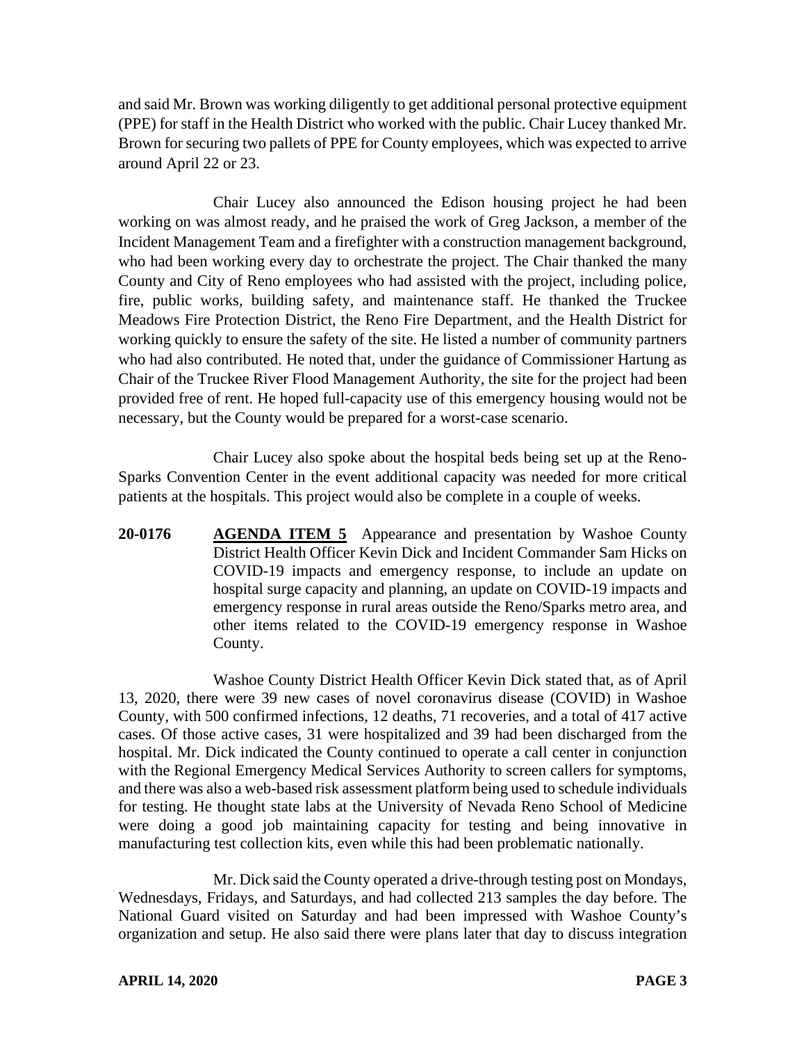and said Mr. Brown was working diligently to get additional personal protective equipment (PPE) for staff in the Health District who worked with the public. Chair Lucey thanked Mr. Brown for securing two pallets of PPE for County employees, which was expected to arrive around April 22 or 23.

Chair Lucey also announced the Edison housing project he had been working on was almost ready, and he praised the work of Greg Jackson, a member of the Incident Management Team and a firefighter with a construction management background, who had been working every day to orchestrate the project. The Chair thanked the many County and City of Reno employees who had assisted with the project, including police, fire, public works, building safety, and maintenance staff. He thanked the Truckee Meadows Fire Protection District, the Reno Fire Department, and the Health District for working quickly to ensure the safety of the site. He listed a number of community partners who had also contributed. He noted that, under the guidance of Commissioner Hartung as Chair of the Truckee River Flood Management Authority, the site for the project had been provided free of rent. He hoped full-capacity use of this emergency housing would not be necessary, but the County would be prepared for a worst-case scenario.

Chair Lucey also spoke about the hospital beds being set up at the Reno-Sparks Convention Center in the event additional capacity was needed for more critical patients at the hospitals. This project would also be complete in a couple of weeks.

**20-0176** **AGENDA ITEM 5** Appearance and presentation by Washoe County District Health Officer Kevin Dick and Incident Commander Sam Hicks on COVID-19 impacts and emergency response, to include an update on hospital surge capacity and planning, an update on COVID-19 impacts and emergency response in rural areas outside the Reno/Sparks metro area, and other items related to the COVID-19 emergency response in Washoe County.

Washoe County District Health Officer Kevin Dick stated that, as of April 13, 2020, there were 39 new cases of novel coronavirus disease (COVID) in Washoe County, with 500 confirmed infections, 12 deaths, 71 recoveries, and a total of 417 active cases. Of those active cases, 31 were hospitalized and 39 had been discharged from the hospital. Mr. Dick indicated the County continued to operate a call center in conjunction with the Regional Emergency Medical Services Authority to screen callers for symptoms, and there was also a web-based risk assessment platform being used to schedule individuals for testing. He thought state labs at the University of Nevada Reno School of Medicine were doing a good job maintaining capacity for testing and being innovative in manufacturing test collection kits, even while this had been problematic nationally.

Mr. Dick said the County operated a drive-through testing post on Mondays, Wednesdays, Fridays, and Saturdays, and had collected 213 samples the day before. The National Guard visited on Saturday and had been impressed with Washoe County's organization and setup. He also said there were plans later that day to discuss integration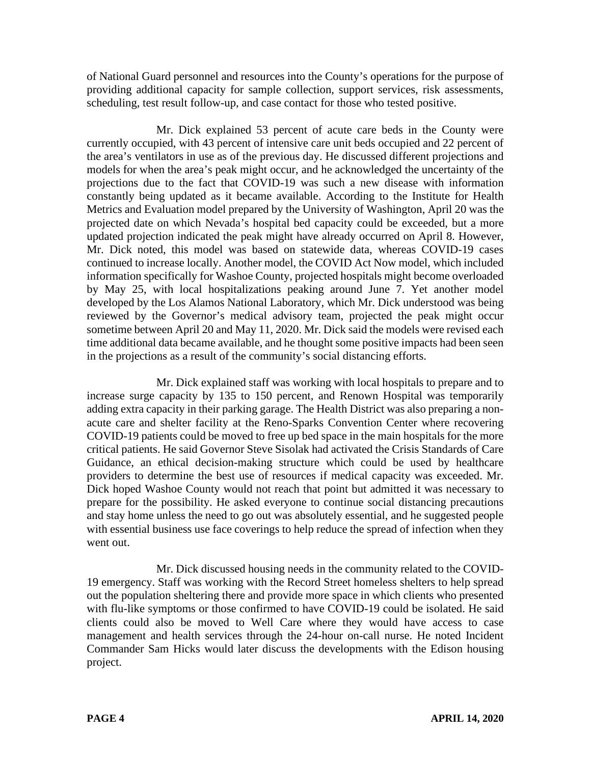of National Guard personnel and resources into the County's operations for the purpose of providing additional capacity for sample collection, support services, risk assessments, scheduling, test result follow-up, and case contact for those who tested positive.

Mr. Dick explained 53 percent of acute care beds in the County were currently occupied, with 43 percent of intensive care unit beds occupied and 22 percent of the area's ventilators in use as of the previous day. He discussed different projections and models for when the area's peak might occur, and he acknowledged the uncertainty of the projections due to the fact that COVID-19 was such a new disease with information constantly being updated as it became available. According to the Institute for Health Metrics and Evaluation model prepared by the University of Washington, April 20 was the projected date on which Nevada's hospital bed capacity could be exceeded, but a more updated projection indicated the peak might have already occurred on April 8. However, Mr. Dick noted, this model was based on statewide data, whereas COVID-19 cases continued to increase locally. Another model, the COVID Act Now model, which included information specifically for Washoe County, projected hospitals might become overloaded by May 25, with local hospitalizations peaking around June 7. Yet another model developed by the Los Alamos National Laboratory, which Mr. Dick understood was being reviewed by the Governor's medical advisory team, projected the peak might occur sometime between April 20 and May 11, 2020. Mr. Dick said the models were revised each time additional data became available, and he thought some positive impacts had been seen in the projections as a result of the community's social distancing efforts.

Mr. Dick explained staff was working with local hospitals to prepare and to increase surge capacity by 135 to 150 percent, and Renown Hospital was temporarily adding extra capacity in their parking garage. The Health District was also preparing a non-acute care and shelter facility at the Reno-Sparks Convention Center where recovering COVID-19 patients could be moved to free up bed space in the main hospitals for the more critical patients. He said Governor Steve Sisolak had activated the Crisis Standards of Care Guidance, an ethical decision-making structure which could be used by healthcare providers to determine the best use of resources if medical capacity was exceeded. Mr. Dick hoped Washoe County would not reach that point but admitted it was necessary to prepare for the possibility. He asked everyone to continue social distancing precautions and stay home unless the need to go out was absolutely essential, and he suggested people with essential business use face coverings to help reduce the spread of infection when they went out.

Mr. Dick discussed housing needs in the community related to the COVID-19 emergency. Staff was working with the Record Street homeless shelters to help spread out the population sheltering there and provide more space in which clients who presented with flu-like symptoms or those confirmed to have COVID-19 could be isolated. He said clients could also be moved to Well Care where they would have access to case management and health services through the 24-hour on-call nurse. He noted Incident Commander Sam Hicks would later discuss the developments with the Edison housing project.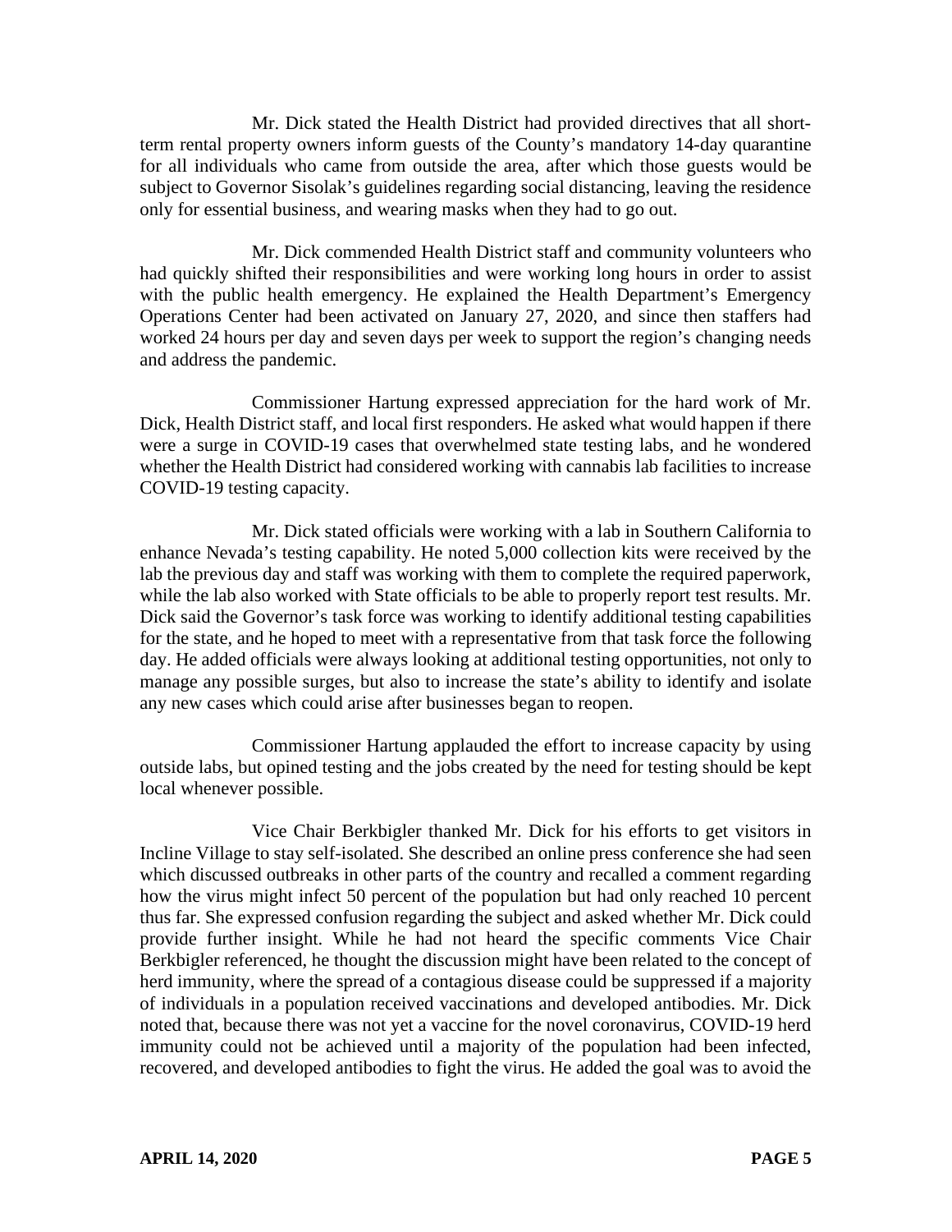Mr. Dick stated the Health District had provided directives that all short-term rental property owners inform guests of the County's mandatory 14-day quarantine for all individuals who came from outside the area, after which those guests would be subject to Governor Sisolak's guidelines regarding social distancing, leaving the residence only for essential business, and wearing masks when they had to go out.

Mr. Dick commended Health District staff and community volunteers who had quickly shifted their responsibilities and were working long hours in order to assist with the public health emergency. He explained the Health Department's Emergency Operations Center had been activated on January 27, 2020, and since then staffers had worked 24 hours per day and seven days per week to support the region's changing needs and address the pandemic.

Commissioner Hartung expressed appreciation for the hard work of Mr. Dick, Health District staff, and local first responders. He asked what would happen if there were a surge in COVID-19 cases that overwhelmed state testing labs, and he wondered whether the Health District had considered working with cannabis lab facilities to increase COVID-19 testing capacity.

Mr. Dick stated officials were working with a lab in Southern California to enhance Nevada's testing capability. He noted 5,000 collection kits were received by the lab the previous day and staff was working with them to complete the required paperwork, while the lab also worked with State officials to be able to properly report test results. Mr. Dick said the Governor's task force was working to identify additional testing capabilities for the state, and he hoped to meet with a representative from that task force the following day. He added officials were always looking at additional testing opportunities, not only to manage any possible surges, but also to increase the state's ability to identify and isolate any new cases which could arise after businesses began to reopen.

Commissioner Hartung applauded the effort to increase capacity by using outside labs, but opined testing and the jobs created by the need for testing should be kept local whenever possible.

Vice Chair Berkbigler thanked Mr. Dick for his efforts to get visitors in Incline Village to stay self-isolated. She described an online press conference she had seen which discussed outbreaks in other parts of the country and recalled a comment regarding how the virus might infect 50 percent of the population but had only reached 10 percent thus far. She expressed confusion regarding the subject and asked whether Mr. Dick could provide further insight. While he had not heard the specific comments Vice Chair Berkbigler referenced, he thought the discussion might have been related to the concept of herd immunity, where the spread of a contagious disease could be suppressed if a majority of individuals in a population received vaccinations and developed antibodies. Mr. Dick noted that, because there was not yet a vaccine for the novel coronavirus, COVID-19 herd immunity could not be achieved until a majority of the population had been infected, recovered, and developed antibodies to fight the virus. He added the goal was to avoid the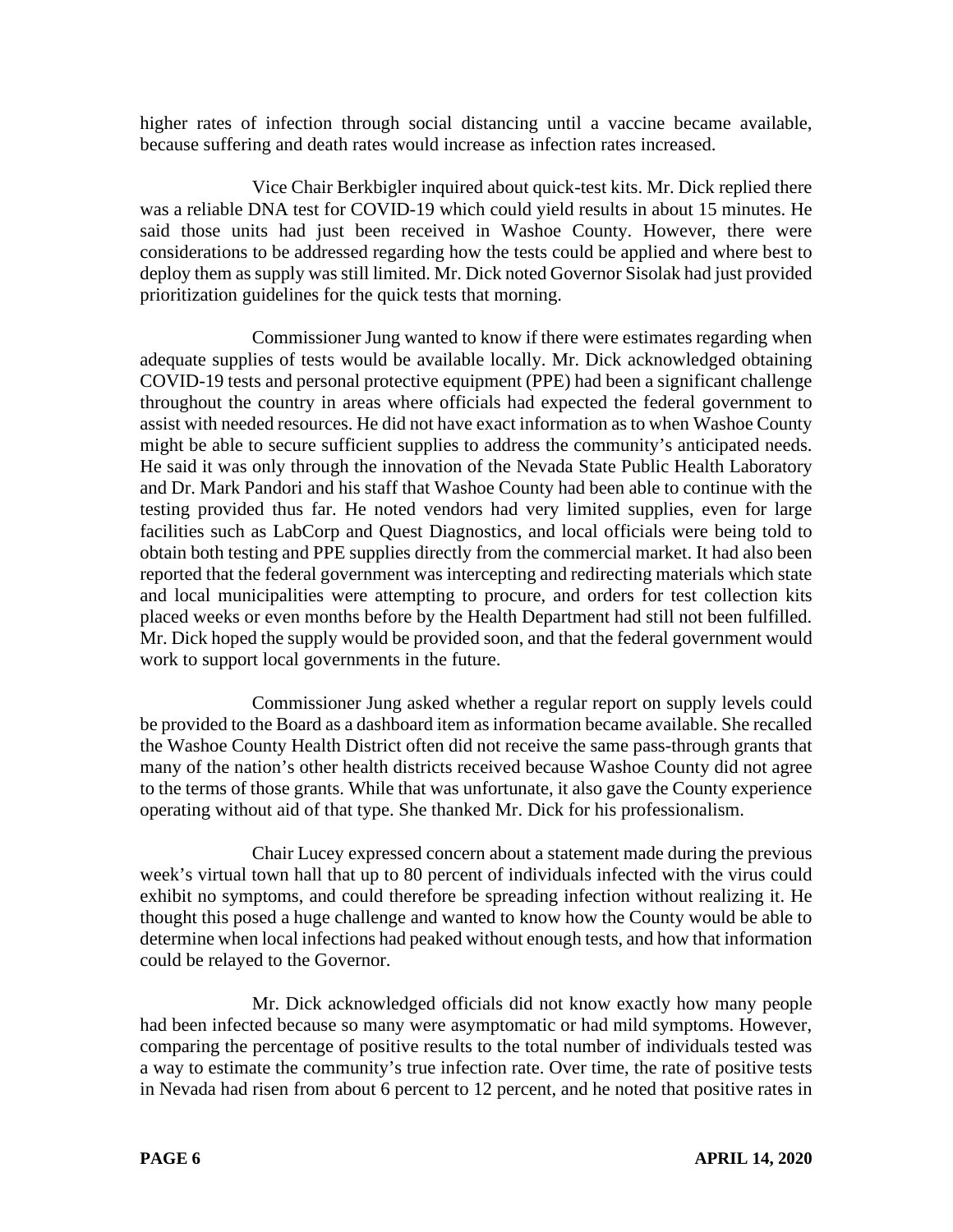higher rates of infection through social distancing until a vaccine became available, because suffering and death rates would increase as infection rates increased.

Vice Chair Berkbigler inquired about quick-test kits. Mr. Dick replied there was a reliable DNA test for COVID-19 which could yield results in about 15 minutes. He said those units had just been received in Washoe County. However, there were considerations to be addressed regarding how the tests could be applied and where best to deploy them as supply was still limited. Mr. Dick noted Governor Sisolak had just provided prioritization guidelines for the quick tests that morning.

Commissioner Jung wanted to know if there were estimates regarding when adequate supplies of tests would be available locally. Mr. Dick acknowledged obtaining COVID-19 tests and personal protective equipment (PPE) had been a significant challenge throughout the country in areas where officials had expected the federal government to assist with needed resources. He did not have exact information as to when Washoe County might be able to secure sufficient supplies to address the community's anticipated needs. He said it was only through the innovation of the Nevada State Public Health Laboratory and Dr. Mark Pandori and his staff that Washoe County had been able to continue with the testing provided thus far. He noted vendors had very limited supplies, even for large facilities such as LabCorp and Quest Diagnostics, and local officials were being told to obtain both testing and PPE supplies directly from the commercial market. It had also been reported that the federal government was intercepting and redirecting materials which state and local municipalities were attempting to procure, and orders for test collection kits placed weeks or even months before by the Health Department had still not been fulfilled. Mr. Dick hoped the supply would be provided soon, and that the federal government would work to support local governments in the future.

Commissioner Jung asked whether a regular report on supply levels could be provided to the Board as a dashboard item as information became available. She recalled the Washoe County Health District often did not receive the same pass-through grants that many of the nation's other health districts received because Washoe County did not agree to the terms of those grants. While that was unfortunate, it also gave the County experience operating without aid of that type. She thanked Mr. Dick for his professionalism.

Chair Lucey expressed concern about a statement made during the previous week's virtual town hall that up to 80 percent of individuals infected with the virus could exhibit no symptoms, and could therefore be spreading infection without realizing it. He thought this posed a huge challenge and wanted to know how the County would be able to determine when local infections had peaked without enough tests, and how that information could be relayed to the Governor.

Mr. Dick acknowledged officials did not know exactly how many people had been infected because so many were asymptomatic or had mild symptoms. However, comparing the percentage of positive results to the total number of individuals tested was a way to estimate the community's true infection rate. Over time, the rate of positive tests in Nevada had risen from about 6 percent to 12 percent, and he noted that positive rates in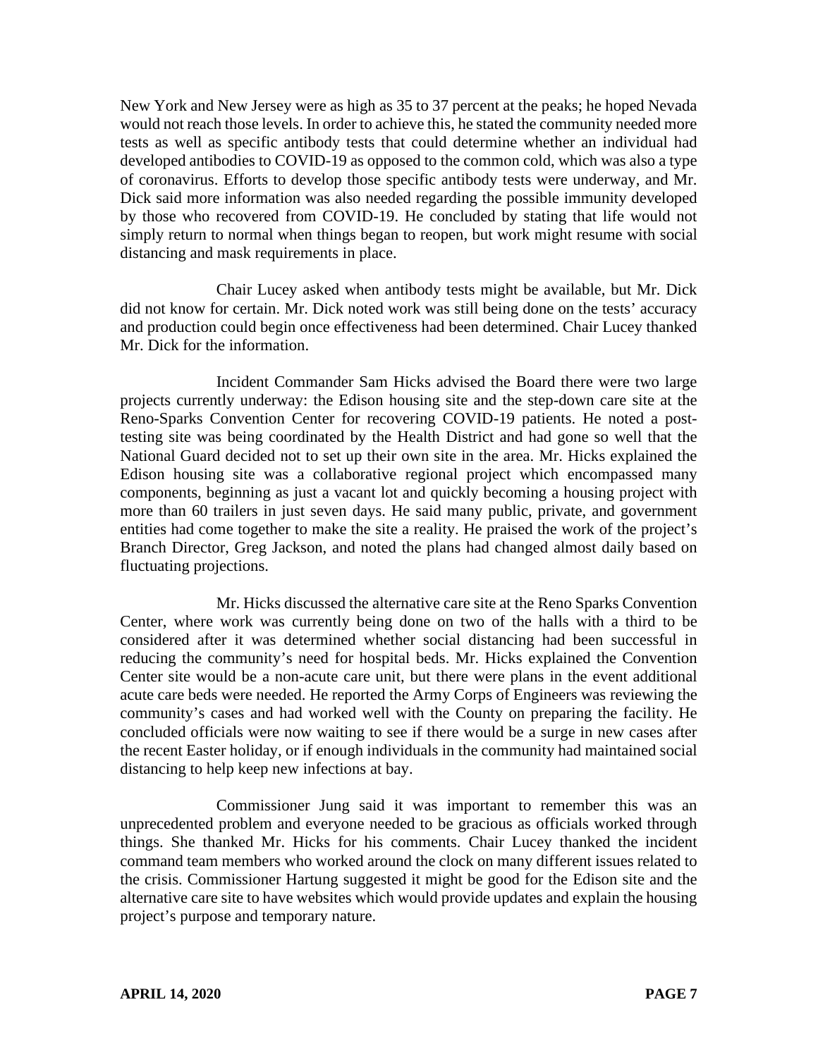New York and New Jersey were as high as 35 to 37 percent at the peaks; he hoped Nevada would not reach those levels. In order to achieve this, he stated the community needed more tests as well as specific antibody tests that could determine whether an individual had developed antibodies to COVID-19 as opposed to the common cold, which was also a type of coronavirus. Efforts to develop those specific antibody tests were underway, and Mr. Dick said more information was also needed regarding the possible immunity developed by those who recovered from COVID-19. He concluded by stating that life would not simply return to normal when things began to reopen, but work might resume with social distancing and mask requirements in place.

Chair Lucey asked when antibody tests might be available, but Mr. Dick did not know for certain. Mr. Dick noted work was still being done on the tests' accuracy and production could begin once effectiveness had been determined. Chair Lucey thanked Mr. Dick for the information.

Incident Commander Sam Hicks advised the Board there were two large projects currently underway: the Edison housing site and the step-down care site at the Reno-Sparks Convention Center for recovering COVID-19 patients. He noted a post-testing site was being coordinated by the Health District and had gone so well that the National Guard decided not to set up their own site in the area. Mr. Hicks explained the Edison housing site was a collaborative regional project which encompassed many components, beginning as just a vacant lot and quickly becoming a housing project with more than 60 trailers in just seven days. He said many public, private, and government entities had come together to make the site a reality. He praised the work of the project's Branch Director, Greg Jackson, and noted the plans had changed almost daily based on fluctuating projections.

Mr. Hicks discussed the alternative care site at the Reno Sparks Convention Center, where work was currently being done on two of the halls with a third to be considered after it was determined whether social distancing had been successful in reducing the community's need for hospital beds. Mr. Hicks explained the Convention Center site would be a non-acute care unit, but there were plans in the event additional acute care beds were needed. He reported the Army Corps of Engineers was reviewing the community's cases and had worked well with the County on preparing the facility. He concluded officials were now waiting to see if there would be a surge in new cases after the recent Easter holiday, or if enough individuals in the community had maintained social distancing to help keep new infections at bay.

Commissioner Jung said it was important to remember this was an unprecedented problem and everyone needed to be gracious as officials worked through things. She thanked Mr. Hicks for his comments. Chair Lucey thanked the incident command team members who worked around the clock on many different issues related to the crisis. Commissioner Hartung suggested it might be good for the Edison site and the alternative care site to have websites which would provide updates and explain the housing project's purpose and temporary nature.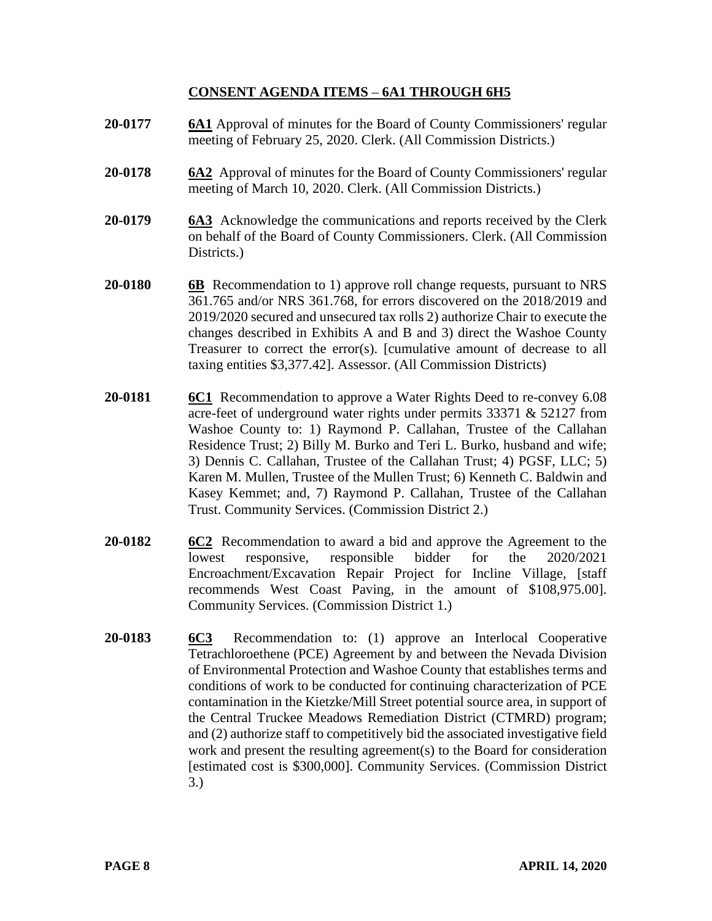## CONSENT AGENDA ITEMS – 6A1 THROUGH 6H5

**20-0177** **6A1** Approval of minutes for the Board of County Commissioners' regular meeting of February 25, 2020. Clerk. (All Commission Districts.)

**20-0178** **6A2** Approval of minutes for the Board of County Commissioners' regular meeting of March 10, 2020. Clerk. (All Commission Districts.)

**20-0179** **6A3** Acknowledge the communications and reports received by the Clerk on behalf of the Board of County Commissioners. Clerk. (All Commission Districts.)

**20-0180** **6B** Recommendation to 1) approve roll change requests, pursuant to NRS 361.765 and/or NRS 361.768, for errors discovered on the 2018/2019 and 2019/2020 secured and unsecured tax rolls 2) authorize Chair to execute the changes described in Exhibits A and B and 3) direct the Washoe County Treasurer to correct the error(s). [cumulative amount of decrease to all taxing entities $3,377.42]. Assessor. (All Commission Districts)

**20-0181** **6C1** Recommendation to approve a Water Rights Deed to re-convey 6.08 acre-feet of underground water rights under permits 33371 & 52127 from Washoe County to: 1) Raymond P. Callahan, Trustee of the Callahan Residence Trust; 2) Billy M. Burko and Teri L. Burko, husband and wife; 3) Dennis C. Callahan, Trustee of the Callahan Trust; 4) PGSF, LLC; 5) Karen M. Mullen, Trustee of the Mullen Trust; 6) Kenneth C. Baldwin and Kasey Kemmet; and, 7) Raymond P. Callahan, Trustee of the Callahan Trust. Community Services. (Commission District 2.)

**20-0182** **6C2** Recommendation to award a bid and approve the Agreement to the lowest responsive, responsible bidder for the 2020/2021 Encroachment/Excavation Repair Project for Incline Village, [staff recommends West Coast Paving, in the amount of $108,975.00]. Community Services. (Commission District 1.)

**20-0183** **6C3** Recommendation to: (1) approve an Interlocal Cooperative Tetrachloroethene (PCE) Agreement by and between the Nevada Division of Environmental Protection and Washoe County that establishes terms and conditions of work to be conducted for continuing characterization of PCE contamination in the Kietzke/Mill Street potential source area, in support of the Central Truckee Meadows Remediation District (CTMRD) program; and (2) authorize staff to competitively bid the associated investigative field work and present the resulting agreement(s) to the Board for consideration [estimated cost is $300,000]. Community Services. (Commission District 3.)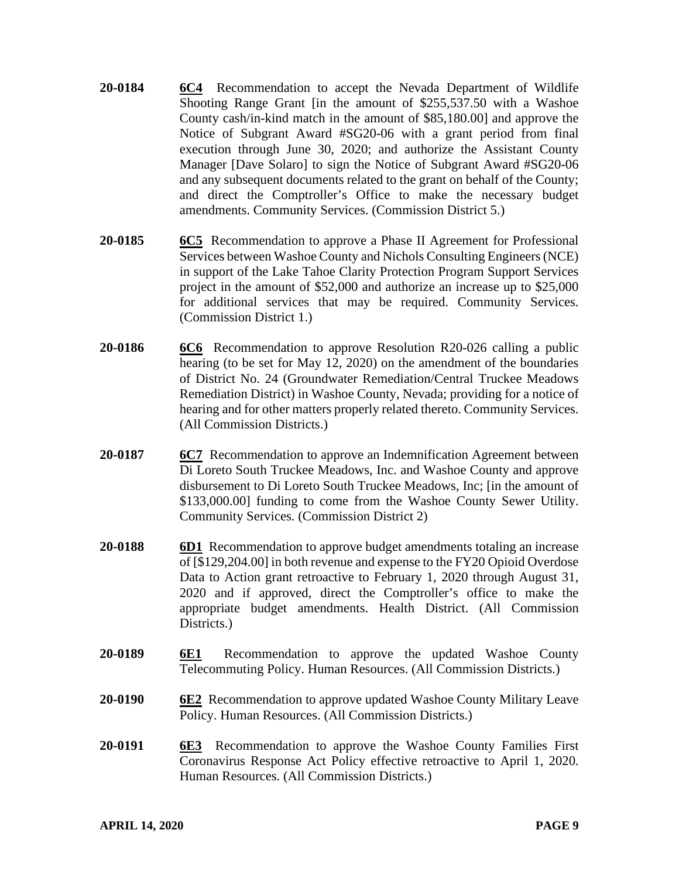**20-0184** **6C4** Recommendation to accept the Nevada Department of Wildlife Shooting Range Grant [in the amount of $255,537.50 with a Washoe County cash/in-kind match in the amount of $85,180.00] and approve the Notice of Subgrant Award #SG20-06 with a grant period from final execution through June 30, 2020; and authorize the Assistant County Manager [Dave Solaro] to sign the Notice of Subgrant Award #SG20-06 and any subsequent documents related to the grant on behalf of the County; and direct the Comptroller's Office to make the necessary budget amendments. Community Services. (Commission District 5.)

**20-0185** **6C5** Recommendation to approve a Phase II Agreement for Professional Services between Washoe County and Nichols Consulting Engineers (NCE) in support of the Lake Tahoe Clarity Protection Program Support Services project in the amount of $52,000 and authorize an increase up to $25,000 for additional services that may be required. Community Services. (Commission District 1.)

**20-0186** **6C6** Recommendation to approve Resolution R20-026 calling a public hearing (to be set for May 12, 2020) on the amendment of the boundaries of District No. 24 (Groundwater Remediation/Central Truckee Meadows Remediation District) in Washoe County, Nevada; providing for a notice of hearing and for other matters properly related thereto. Community Services. (All Commission Districts.)

**20-0187** **6C7** Recommendation to approve an Indemnification Agreement between Di Loreto South Truckee Meadows, Inc. and Washoe County and approve disbursement to Di Loreto South Truckee Meadows, Inc; [in the amount of $133,000.00] funding to come from the Washoe County Sewer Utility. Community Services. (Commission District 2)

**20-0188** **6D1** Recommendation to approve budget amendments totaling an increase of [$129,204.00] in both revenue and expense to the FY20 Opioid Overdose Data to Action grant retroactive to February 1, 2020 through August 31, 2020 and if approved, direct the Comptroller's office to make the appropriate budget amendments. Health District. (All Commission Districts.)

**20-0189** **6E1** Recommendation to approve the updated Washoe County Telecommuting Policy. Human Resources. (All Commission Districts.)

**20-0190** **6E2** Recommendation to approve updated Washoe County Military Leave Policy. Human Resources. (All Commission Districts.)

**20-0191** **6E3** Recommendation to approve the Washoe County Families First Coronavirus Response Act Policy effective retroactive to April 1, 2020. Human Resources. (All Commission Districts.)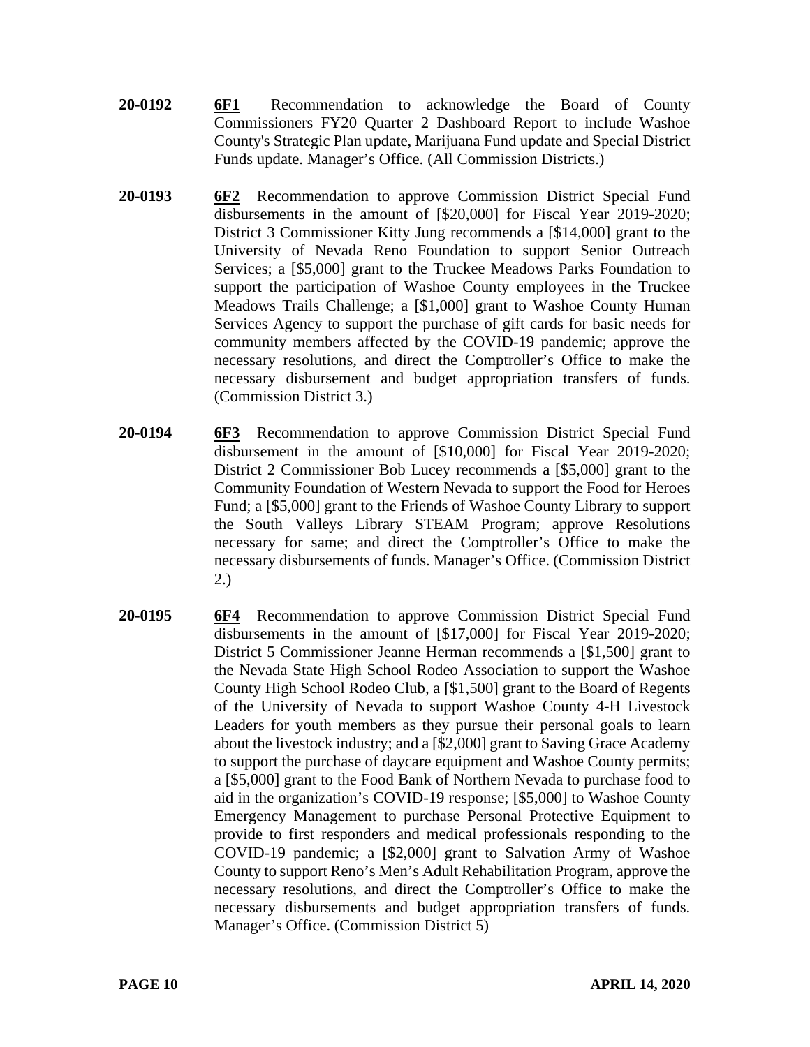**20-0192** **6F1** Recommendation to acknowledge the Board of County Commissioners FY20 Quarter 2 Dashboard Report to include Washoe County's Strategic Plan update, Marijuana Fund update and Special District Funds update. Manager's Office. (All Commission Districts.)

**20-0193** **6F2** Recommendation to approve Commission District Special Fund disbursements in the amount of [$20,000] for Fiscal Year 2019-2020; District 3 Commissioner Kitty Jung recommends a [$14,000] grant to the University of Nevada Reno Foundation to support Senior Outreach Services; a [$5,000] grant to the Truckee Meadows Parks Foundation to support the participation of Washoe County employees in the Truckee Meadows Trails Challenge; a [$1,000] grant to Washoe County Human Services Agency to support the purchase of gift cards for basic needs for community members affected by the COVID-19 pandemic; approve the necessary resolutions, and direct the Comptroller's Office to make the necessary disbursement and budget appropriation transfers of funds. (Commission District 3.)

**20-0194** **6F3** Recommendation to approve Commission District Special Fund disbursement in the amount of [$10,000] for Fiscal Year 2019-2020; District 2 Commissioner Bob Lucey recommends a [$5,000] grant to the Community Foundation of Western Nevada to support the Food for Heroes Fund; a [$5,000] grant to the Friends of Washoe County Library to support the South Valleys Library STEAM Program; approve Resolutions necessary for same; and direct the Comptroller's Office to make the necessary disbursements of funds. Manager's Office. (Commission District 2.)

**20-0195** **6F4** Recommendation to approve Commission District Special Fund disbursements in the amount of [$17,000] for Fiscal Year 2019-2020; District 5 Commissioner Jeanne Herman recommends a [$1,500] grant to the Nevada State High School Rodeo Association to support the Washoe County High School Rodeo Club, a [$1,500] grant to the Board of Regents of the University of Nevada to support Washoe County 4-H Livestock Leaders for youth members as they pursue their personal goals to learn about the livestock industry; and a [$2,000] grant to Saving Grace Academy to support the purchase of daycare equipment and Washoe County permits; a [$5,000] grant to the Food Bank of Northern Nevada to purchase food to aid in the organization's COVID-19 response; [$5,000] to Washoe County Emergency Management to purchase Personal Protective Equipment to provide to first responders and medical professionals responding to the COVID-19 pandemic; a [$2,000] grant to Salvation Army of Washoe County to support Reno's Men's Adult Rehabilitation Program, approve the necessary resolutions, and direct the Comptroller's Office to make the necessary disbursements and budget appropriation transfers of funds. Manager's Office. (Commission District 5)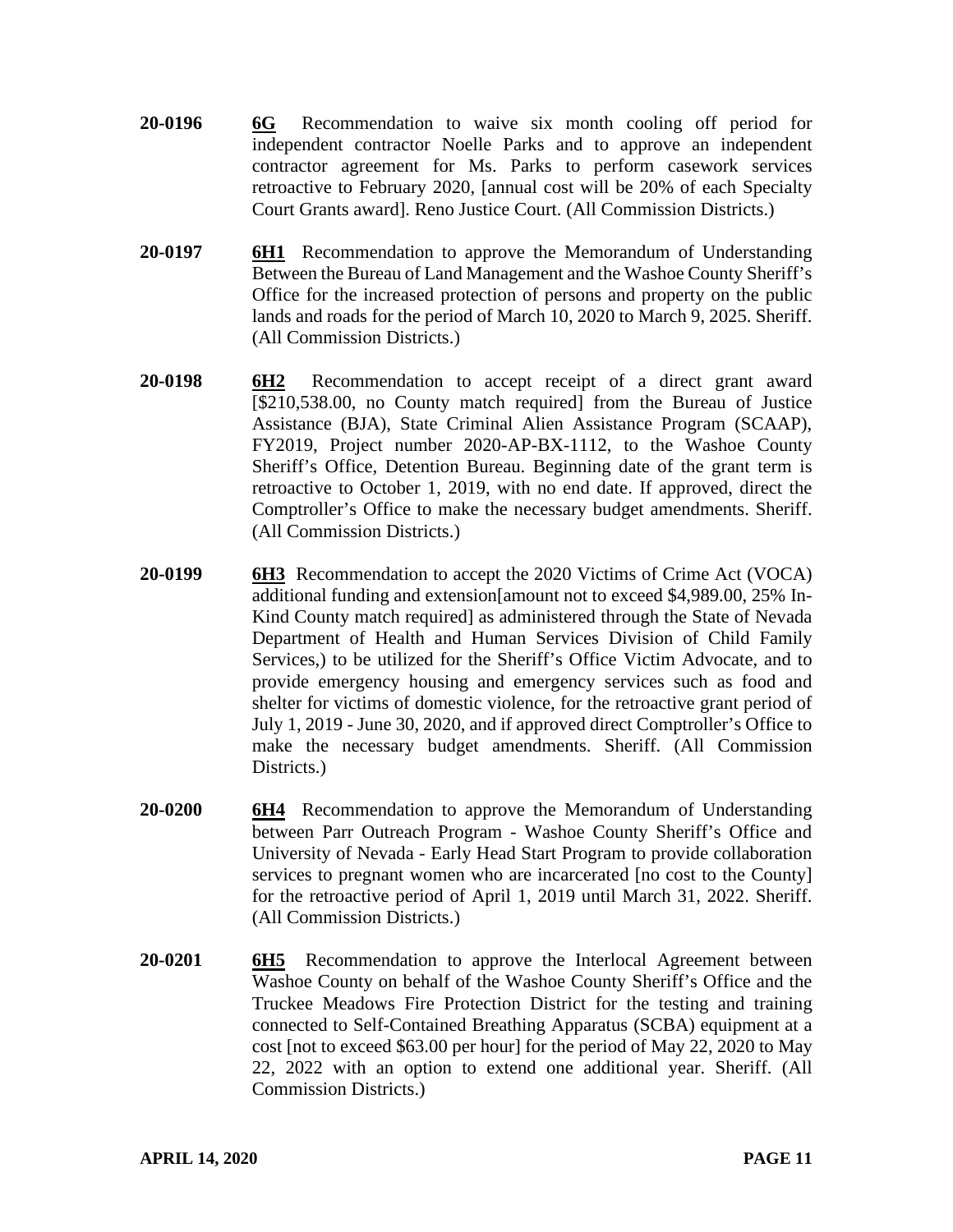**20-0196** **6G** Recommendation to waive six month cooling off period for independent contractor Noelle Parks and to approve an independent contractor agreement for Ms. Parks to perform casework services retroactive to February 2020, [annual cost will be 20% of each Specialty Court Grants award]. Reno Justice Court. (All Commission Districts.)

**20-0197** **6H1** Recommendation to approve the Memorandum of Understanding Between the Bureau of Land Management and the Washoe County Sheriff's Office for the increased protection of persons and property on the public lands and roads for the period of March 10, 2020 to March 9, 2025. Sheriff. (All Commission Districts.)

**20-0198** **6H2** Recommendation to accept receipt of a direct grant award [$210,538.00, no County match required] from the Bureau of Justice Assistance (BJA), State Criminal Alien Assistance Program (SCAAP), FY2019, Project number 2020-AP-BX-1112, to the Washoe County Sheriff's Office, Detention Bureau. Beginning date of the grant term is retroactive to October 1, 2019, with no end date. If approved, direct the Comptroller's Office to make the necessary budget amendments. Sheriff. (All Commission Districts.)

**20-0199** **6H3** Recommendation to accept the 2020 Victims of Crime Act (VOCA) additional funding and extension[amount not to exceed $4,989.00, 25% In-Kind County match required] as administered through the State of Nevada Department of Health and Human Services Division of Child Family Services,) to be utilized for the Sheriff's Office Victim Advocate, and to provide emergency housing and emergency services such as food and shelter for victims of domestic violence, for the retroactive grant period of July 1, 2019 - June 30, 2020, and if approved direct Comptroller's Office to make the necessary budget amendments. Sheriff. (All Commission Districts.)

**20-0200** **6H4** Recommendation to approve the Memorandum of Understanding between Parr Outreach Program - Washoe County Sheriff's Office and University of Nevada - Early Head Start Program to provide collaboration services to pregnant women who are incarcerated [no cost to the County] for the retroactive period of April 1, 2019 until March 31, 2022. Sheriff. (All Commission Districts.)

**20-0201** **6H5** Recommendation to approve the Interlocal Agreement between Washoe County on behalf of the Washoe County Sheriff's Office and the Truckee Meadows Fire Protection District for the testing and training connected to Self-Contained Breathing Apparatus (SCBA) equipment at a cost [not to exceed $63.00 per hour] for the period of May 22, 2020 to May 22, 2022 with an option to extend one additional year. Sheriff. (All Commission Districts.)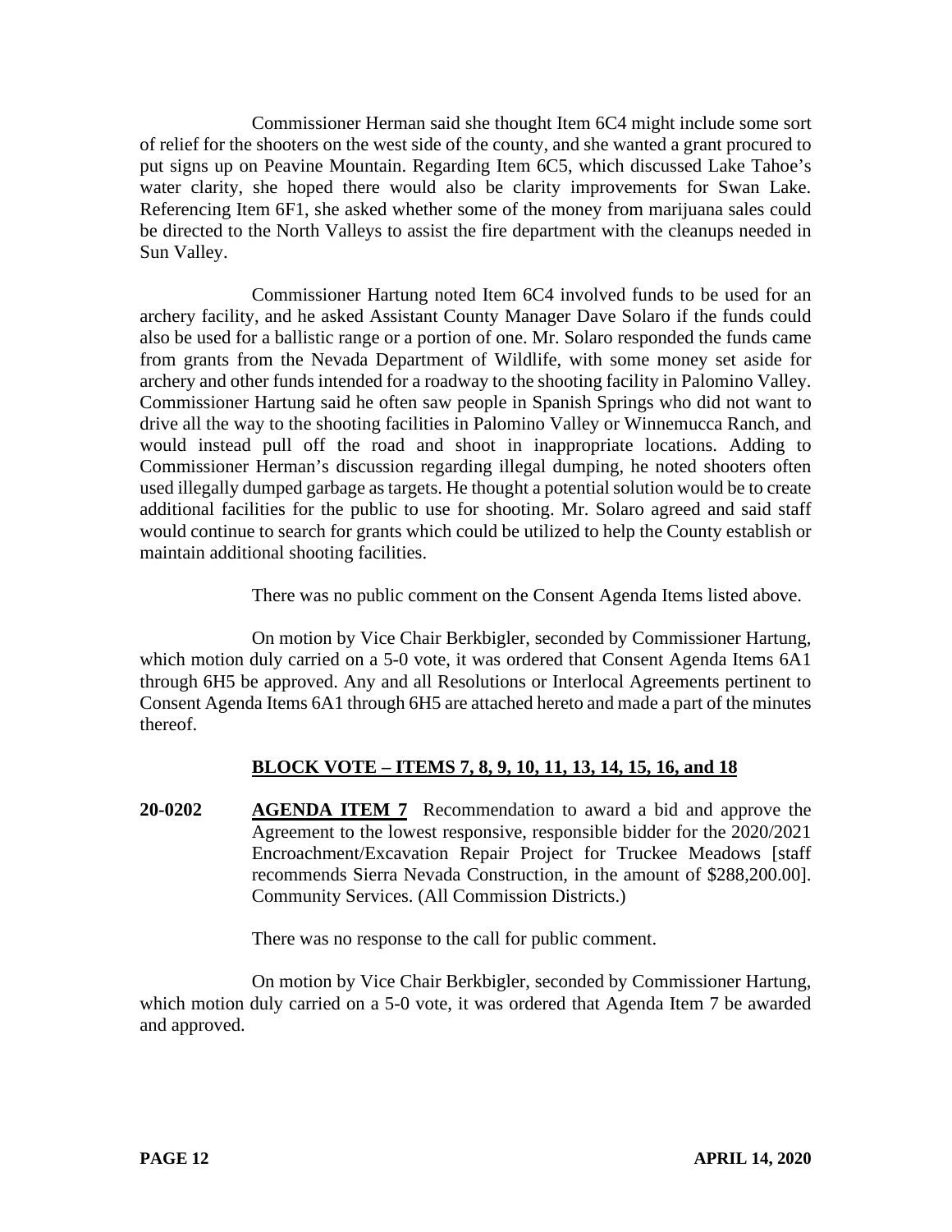Commissioner Herman said she thought Item 6C4 might include some sort of relief for the shooters on the west side of the county, and she wanted a grant procured to put signs up on Peavine Mountain. Regarding Item 6C5, which discussed Lake Tahoe's water clarity, she hoped there would also be clarity improvements for Swan Lake. Referencing Item 6F1, she asked whether some of the money from marijuana sales could be directed to the North Valleys to assist the fire department with the cleanups needed in Sun Valley.

Commissioner Hartung noted Item 6C4 involved funds to be used for an archery facility, and he asked Assistant County Manager Dave Solaro if the funds could also be used for a ballistic range or a portion of one. Mr. Solaro responded the funds came from grants from the Nevada Department of Wildlife, with some money set aside for archery and other funds intended for a roadway to the shooting facility in Palomino Valley. Commissioner Hartung said he often saw people in Spanish Springs who did not want to drive all the way to the shooting facilities in Palomino Valley or Winnemucca Ranch, and would instead pull off the road and shoot in inappropriate locations. Adding to Commissioner Herman's discussion regarding illegal dumping, he noted shooters often used illegally dumped garbage as targets. He thought a potential solution would be to create additional facilities for the public to use for shooting. Mr. Solaro agreed and said staff would continue to search for grants which could be utilized to help the County establish or maintain additional shooting facilities.

There was no public comment on the Consent Agenda Items listed above.

On motion by Vice Chair Berkbigler, seconded by Commissioner Hartung, which motion duly carried on a 5-0 vote, it was ordered that Consent Agenda Items 6A1 through 6H5 be approved. Any and all Resolutions or Interlocal Agreements pertinent to Consent Agenda Items 6A1 through 6H5 are attached hereto and made a part of the minutes thereof.

**BLOCK VOTE – ITEMS 7, 8, 9, 10, 11, 13, 14, 15, 16, and 18**

**20-0202** **AGENDA ITEM 7** Recommendation to award a bid and approve the Agreement to the lowest responsive, responsible bidder for the 2020/2021 Encroachment/Excavation Repair Project for Truckee Meadows [staff recommends Sierra Nevada Construction, in the amount of $288,200.00]. Community Services. (All Commission Districts.)

There was no response to the call for public comment.

On motion by Vice Chair Berkbigler, seconded by Commissioner Hartung, which motion duly carried on a 5-0 vote, it was ordered that Agenda Item 7 be awarded and approved.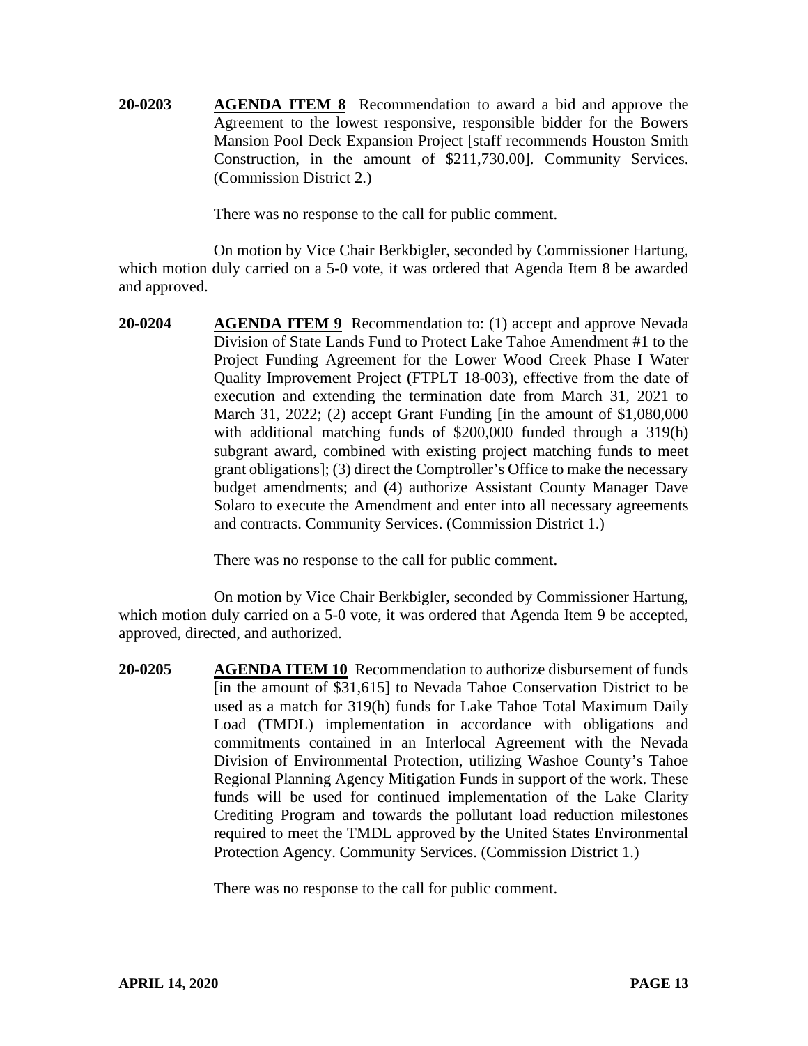**20-0203** **AGENDA ITEM 8** Recommendation to award a bid and approve the Agreement to the lowest responsive, responsible bidder for the Bowers Mansion Pool Deck Expansion Project [staff recommends Houston Smith Construction, in the amount of $211,730.00]. Community Services. (Commission District 2.)

There was no response to the call for public comment.

On motion by Vice Chair Berkbigler, seconded by Commissioner Hartung, which motion duly carried on a 5-0 vote, it was ordered that Agenda Item 8 be awarded and approved.

**20-0204** **AGENDA ITEM 9** Recommendation to: (1) accept and approve Nevada Division of State Lands Fund to Protect Lake Tahoe Amendment #1 to the Project Funding Agreement for the Lower Wood Creek Phase I Water Quality Improvement Project (FTPLT 18-003), effective from the date of execution and extending the termination date from March 31, 2021 to March 31, 2022; (2) accept Grant Funding [in the amount of $1,080,000 with additional matching funds of $200,000 funded through a 319(h) subgrant award, combined with existing project matching funds to meet grant obligations]; (3) direct the Comptroller's Office to make the necessary budget amendments; and (4) authorize Assistant County Manager Dave Solaro to execute the Amendment and enter into all necessary agreements and contracts. Community Services. (Commission District 1.)

There was no response to the call for public comment.

On motion by Vice Chair Berkbigler, seconded by Commissioner Hartung, which motion duly carried on a 5-0 vote, it was ordered that Agenda Item 9 be accepted, approved, directed, and authorized.

**20-0205** **AGENDA ITEM 10** Recommendation to authorize disbursement of funds [in the amount of $31,615] to Nevada Tahoe Conservation District to be used as a match for 319(h) funds for Lake Tahoe Total Maximum Daily Load (TMDL) implementation in accordance with obligations and commitments contained in an Interlocal Agreement with the Nevada Division of Environmental Protection, utilizing Washoe County's Tahoe Regional Planning Agency Mitigation Funds in support of the work. These funds will be used for continued implementation of the Lake Clarity Crediting Program and towards the pollutant load reduction milestones required to meet the TMDL approved by the United States Environmental Protection Agency. Community Services. (Commission District 1.)

There was no response to the call for public comment.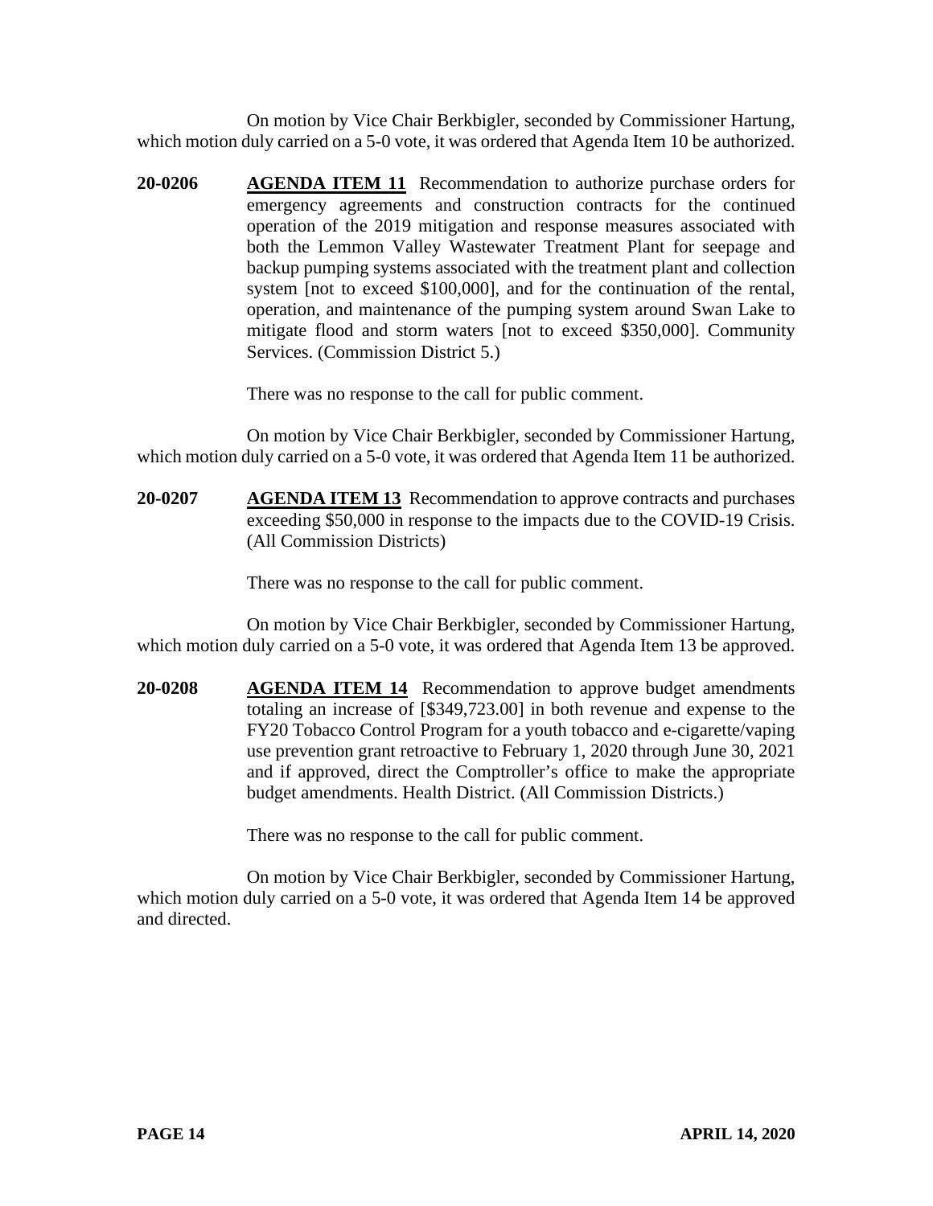On motion by Vice Chair Berkbigler, seconded by Commissioner Hartung, which motion duly carried on a 5-0 vote, it was ordered that Agenda Item 10 be authorized.

**20-0206** **AGENDA ITEM 11** Recommendation to authorize purchase orders for emergency agreements and construction contracts for the continued operation of the 2019 mitigation and response measures associated with both the Lemmon Valley Wastewater Treatment Plant for seepage and backup pumping systems associated with the treatment plant and collection system [not to exceed $100,000], and for the continuation of the rental, operation, and maintenance of the pumping system around Swan Lake to mitigate flood and storm waters [not to exceed $350,000]. Community Services. (Commission District 5.)

There was no response to the call for public comment.

On motion by Vice Chair Berkbigler, seconded by Commissioner Hartung, which motion duly carried on a 5-0 vote, it was ordered that Agenda Item 11 be authorized.

**20-0207** **AGENDA ITEM 13** Recommendation to approve contracts and purchases exceeding $50,000 in response to the impacts due to the COVID-19 Crisis. (All Commission Districts)

There was no response to the call for public comment.

On motion by Vice Chair Berkbigler, seconded by Commissioner Hartung, which motion duly carried on a 5-0 vote, it was ordered that Agenda Item 13 be approved.

**20-0208** **AGENDA ITEM 14** Recommendation to approve budget amendments totaling an increase of [$349,723.00] in both revenue and expense to the FY20 Tobacco Control Program for a youth tobacco and e-cigarette/vaping use prevention grant retroactive to February 1, 2020 through June 30, 2021 and if approved, direct the Comptroller's office to make the appropriate budget amendments. Health District. (All Commission Districts.)

There was no response to the call for public comment.

On motion by Vice Chair Berkbigler, seconded by Commissioner Hartung, which motion duly carried on a 5-0 vote, it was ordered that Agenda Item 14 be approved and directed.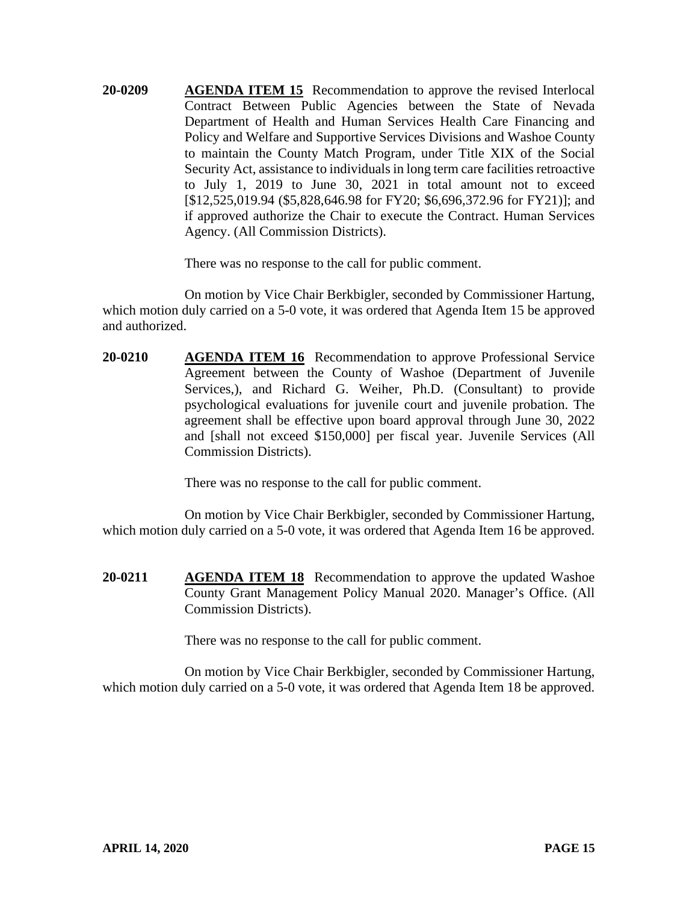**20-0209** **AGENDA ITEM 15** Recommendation to approve the revised Interlocal Contract Between Public Agencies between the State of Nevada Department of Health and Human Services Health Care Financing and Policy and Welfare and Supportive Services Divisions and Washoe County to maintain the County Match Program, under Title XIX of the Social Security Act, assistance to individuals in long term care facilities retroactive to July 1, 2019 to June 30, 2021 in total amount not to exceed [$12,525,019.94 ($5,828,646.98 for FY20; $6,696,372.96 for FY21)]; and if approved authorize the Chair to execute the Contract. Human Services Agency. (All Commission Districts).

There was no response to the call for public comment.

On motion by Vice Chair Berkbigler, seconded by Commissioner Hartung, which motion duly carried on a 5-0 vote, it was ordered that Agenda Item 15 be approved and authorized.

**20-0210** **AGENDA ITEM 16** Recommendation to approve Professional Service Agreement between the County of Washoe (Department of Juvenile Services,), and Richard G. Weiher, Ph.D. (Consultant) to provide psychological evaluations for juvenile court and juvenile probation. The agreement shall be effective upon board approval through June 30, 2022 and [shall not exceed $150,000] per fiscal year. Juvenile Services (All Commission Districts).

There was no response to the call for public comment.

On motion by Vice Chair Berkbigler, seconded by Commissioner Hartung, which motion duly carried on a 5-0 vote, it was ordered that Agenda Item 16 be approved.

**20-0211** **AGENDA ITEM 18** Recommendation to approve the updated Washoe County Grant Management Policy Manual 2020. Manager's Office. (All Commission Districts).

There was no response to the call for public comment.

On motion by Vice Chair Berkbigler, seconded by Commissioner Hartung, which motion duly carried on a 5-0 vote, it was ordered that Agenda Item 18 be approved.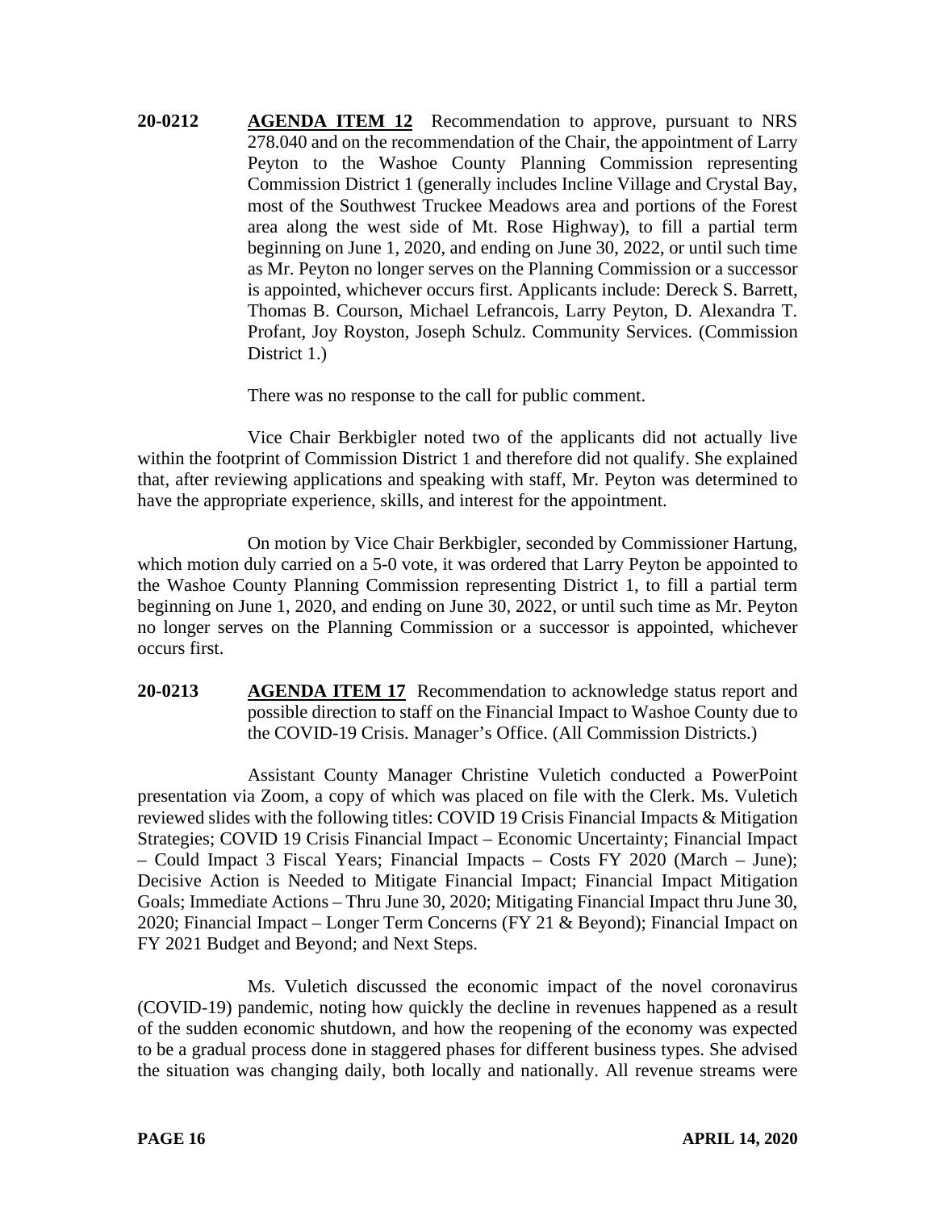**20-0212** **AGENDA ITEM 12** Recommendation to approve, pursuant to NRS 278.040 and on the recommendation of the Chair, the appointment of Larry Peyton to the Washoe County Planning Commission representing Commission District 1 (generally includes Incline Village and Crystal Bay, most of the Southwest Truckee Meadows area and portions of the Forest area along the west side of Mt. Rose Highway), to fill a partial term beginning on June 1, 2020, and ending on June 30, 2022, or until such time as Mr. Peyton no longer serves on the Planning Commission or a successor is appointed, whichever occurs first. Applicants include: Dereck S. Barrett, Thomas B. Courson, Michael Lefrancois, Larry Peyton, D. Alexandra T. Profant, Joy Royston, Joseph Schulz. Community Services. (Commission District 1.)

There was no response to the call for public comment.

Vice Chair Berkbigler noted two of the applicants did not actually live within the footprint of Commission District 1 and therefore did not qualify. She explained that, after reviewing applications and speaking with staff, Mr. Peyton was determined to have the appropriate experience, skills, and interest for the appointment.

On motion by Vice Chair Berkbigler, seconded by Commissioner Hartung, which motion duly carried on a 5-0 vote, it was ordered that Larry Peyton be appointed to the Washoe County Planning Commission representing District 1, to fill a partial term beginning on June 1, 2020, and ending on June 30, 2022, or until such time as Mr. Peyton no longer serves on the Planning Commission or a successor is appointed, whichever occurs first.

**20-0213** **AGENDA ITEM 17** Recommendation to acknowledge status report and possible direction to staff on the Financial Impact to Washoe County due to the COVID-19 Crisis. Manager's Office. (All Commission Districts.)

Assistant County Manager Christine Vuletich conducted a PowerPoint presentation via Zoom, a copy of which was placed on file with the Clerk. Ms. Vuletich reviewed slides with the following titles: COVID 19 Crisis Financial Impacts & Mitigation Strategies; COVID 19 Crisis Financial Impact – Economic Uncertainty; Financial Impact – Could Impact 3 Fiscal Years; Financial Impacts – Costs FY 2020 (March – June); Decisive Action is Needed to Mitigate Financial Impact; Financial Impact Mitigation Goals; Immediate Actions – Thru June 30, 2020; Mitigating Financial Impact thru June 30, 2020; Financial Impact – Longer Term Concerns (FY 21 & Beyond); Financial Impact on FY 2021 Budget and Beyond; and Next Steps.

Ms. Vuletich discussed the economic impact of the novel coronavirus (COVID-19) pandemic, noting how quickly the decline in revenues happened as a result of the sudden economic shutdown, and how the reopening of the economy was expected to be a gradual process done in staggered phases for different business types. She advised the situation was changing daily, both locally and nationally. All revenue streams were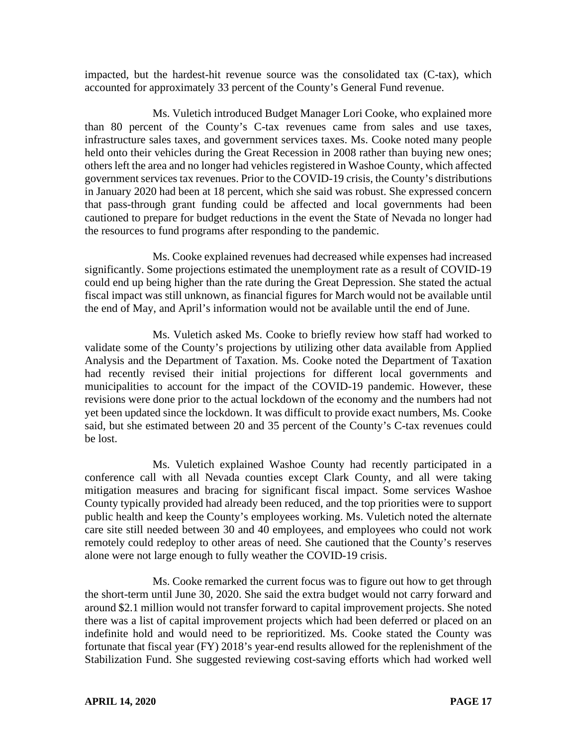impacted, but the hardest-hit revenue source was the consolidated tax (C-tax), which accounted for approximately 33 percent of the County's General Fund revenue.

Ms. Vuletich introduced Budget Manager Lori Cooke, who explained more than 80 percent of the County's C-tax revenues came from sales and use taxes, infrastructure sales taxes, and government services taxes. Ms. Cooke noted many people held onto their vehicles during the Great Recession in 2008 rather than buying new ones; others left the area and no longer had vehicles registered in Washoe County, which affected government services tax revenues. Prior to the COVID-19 crisis, the County's distributions in January 2020 had been at 18 percent, which she said was robust. She expressed concern that pass-through grant funding could be affected and local governments had been cautioned to prepare for budget reductions in the event the State of Nevada no longer had the resources to fund programs after responding to the pandemic.

Ms. Cooke explained revenues had decreased while expenses had increased significantly. Some projections estimated the unemployment rate as a result of COVID-19 could end up being higher than the rate during the Great Depression. She stated the actual fiscal impact was still unknown, as financial figures for March would not be available until the end of May, and April's information would not be available until the end of June.

Ms. Vuletich asked Ms. Cooke to briefly review how staff had worked to validate some of the County's projections by utilizing other data available from Applied Analysis and the Department of Taxation. Ms. Cooke noted the Department of Taxation had recently revised their initial projections for different local governments and municipalities to account for the impact of the COVID-19 pandemic. However, these revisions were done prior to the actual lockdown of the economy and the numbers had not yet been updated since the lockdown. It was difficult to provide exact numbers, Ms. Cooke said, but she estimated between 20 and 35 percent of the County's C-tax revenues could be lost.

Ms. Vuletich explained Washoe County had recently participated in a conference call with all Nevada counties except Clark County, and all were taking mitigation measures and bracing for significant fiscal impact. Some services Washoe County typically provided had already been reduced, and the top priorities were to support public health and keep the County's employees working. Ms. Vuletich noted the alternate care site still needed between 30 and 40 employees, and employees who could not work remotely could redeploy to other areas of need. She cautioned that the County's reserves alone were not large enough to fully weather the COVID-19 crisis.

Ms. Cooke remarked the current focus was to figure out how to get through the short-term until June 30, 2020. She said the extra budget would not carry forward and around $2.1 million would not transfer forward to capital improvement projects. She noted there was a list of capital improvement projects which had been deferred or placed on an indefinite hold and would need to be reprioritized. Ms. Cooke stated the County was fortunate that fiscal year (FY) 2018's year-end results allowed for the replenishment of the Stabilization Fund. She suggested reviewing cost-saving efforts which had worked well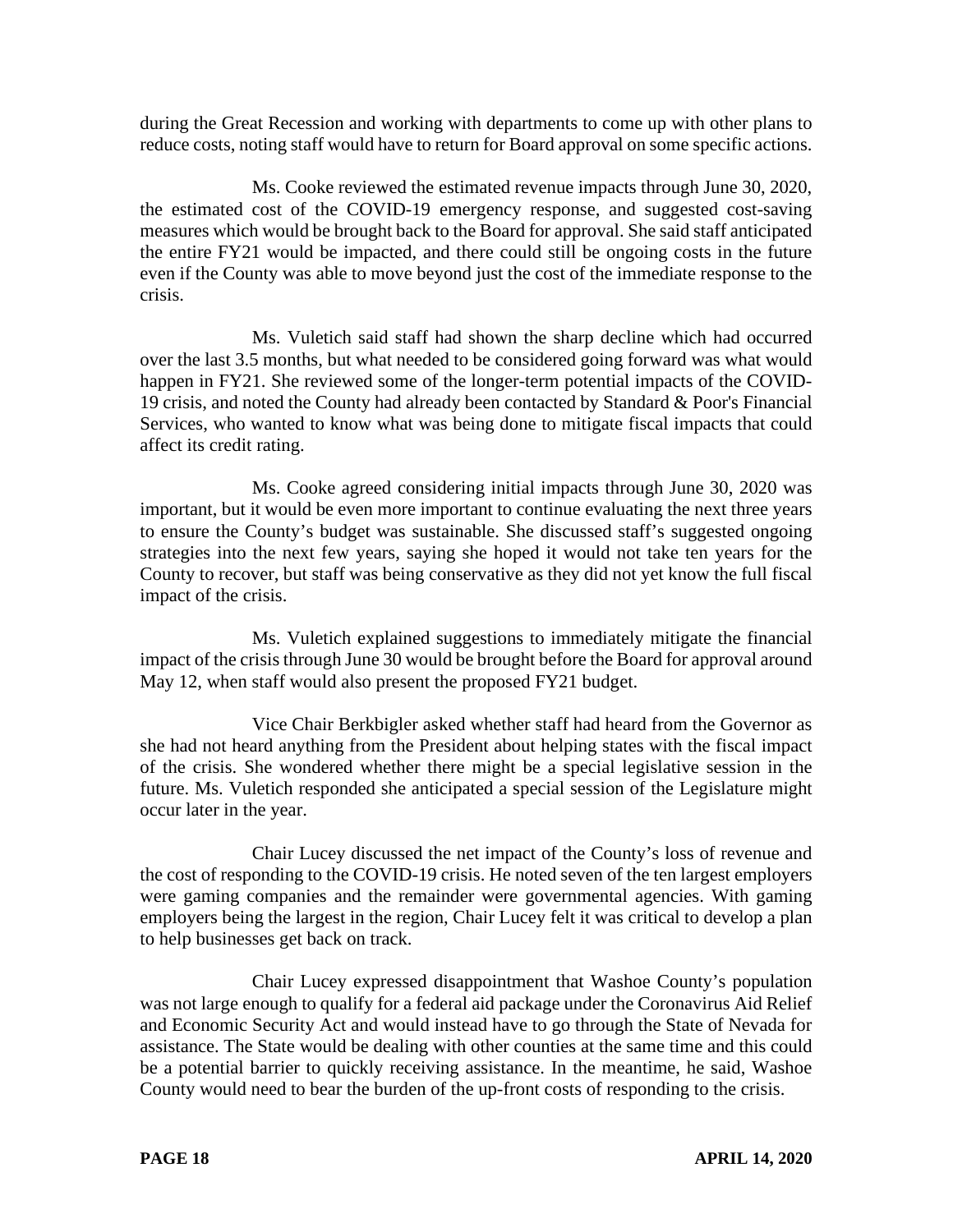during the Great Recession and working with departments to come up with other plans to reduce costs, noting staff would have to return for Board approval on some specific actions.

Ms. Cooke reviewed the estimated revenue impacts through June 30, 2020, the estimated cost of the COVID-19 emergency response, and suggested cost-saving measures which would be brought back to the Board for approval. She said staff anticipated the entire FY21 would be impacted, and there could still be ongoing costs in the future even if the County was able to move beyond just the cost of the immediate response to the crisis.

Ms. Vuletich said staff had shown the sharp decline which had occurred over the last 3.5 months, but what needed to be considered going forward was what would happen in FY21. She reviewed some of the longer-term potential impacts of the COVID-19 crisis, and noted the County had already been contacted by Standard & Poor's Financial Services, who wanted to know what was being done to mitigate fiscal impacts that could affect its credit rating.

Ms. Cooke agreed considering initial impacts through June 30, 2020 was important, but it would be even more important to continue evaluating the next three years to ensure the County's budget was sustainable. She discussed staff's suggested ongoing strategies into the next few years, saying she hoped it would not take ten years for the County to recover, but staff was being conservative as they did not yet know the full fiscal impact of the crisis.

Ms. Vuletich explained suggestions to immediately mitigate the financial impact of the crisis through June 30 would be brought before the Board for approval around May 12, when staff would also present the proposed FY21 budget.

Vice Chair Berkbigler asked whether staff had heard from the Governor as she had not heard anything from the President about helping states with the fiscal impact of the crisis. She wondered whether there might be a special legislative session in the future. Ms. Vuletich responded she anticipated a special session of the Legislature might occur later in the year.

Chair Lucey discussed the net impact of the County's loss of revenue and the cost of responding to the COVID-19 crisis. He noted seven of the ten largest employers were gaming companies and the remainder were governmental agencies. With gaming employers being the largest in the region, Chair Lucey felt it was critical to develop a plan to help businesses get back on track.

Chair Lucey expressed disappointment that Washoe County's population was not large enough to qualify for a federal aid package under the Coronavirus Aid Relief and Economic Security Act and would instead have to go through the State of Nevada for assistance. The State would be dealing with other counties at the same time and this could be a potential barrier to quickly receiving assistance. In the meantime, he said, Washoe County would need to bear the burden of the up-front costs of responding to the crisis.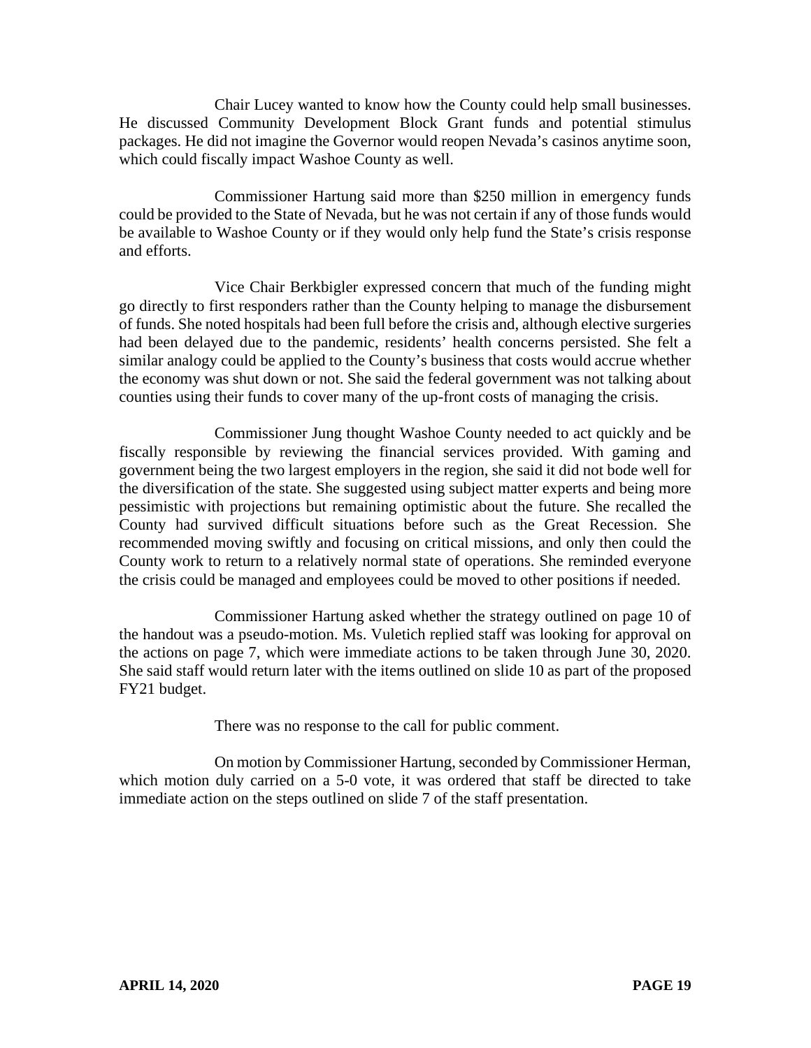Chair Lucey wanted to know how the County could help small businesses. He discussed Community Development Block Grant funds and potential stimulus packages. He did not imagine the Governor would reopen Nevada's casinos anytime soon, which could fiscally impact Washoe County as well.

Commissioner Hartung said more than $250 million in emergency funds could be provided to the State of Nevada, but he was not certain if any of those funds would be available to Washoe County or if they would only help fund the State's crisis response and efforts.

Vice Chair Berkbigler expressed concern that much of the funding might go directly to first responders rather than the County helping to manage the disbursement of funds. She noted hospitals had been full before the crisis and, although elective surgeries had been delayed due to the pandemic, residents' health concerns persisted. She felt a similar analogy could be applied to the County's business that costs would accrue whether the economy was shut down or not. She said the federal government was not talking about counties using their funds to cover many of the up-front costs of managing the crisis.

Commissioner Jung thought Washoe County needed to act quickly and be fiscally responsible by reviewing the financial services provided. With gaming and government being the two largest employers in the region, she said it did not bode well for the diversification of the state. She suggested using subject matter experts and being more pessimistic with projections but remaining optimistic about the future. She recalled the County had survived difficult situations before such as the Great Recession. She recommended moving swiftly and focusing on critical missions, and only then could the County work to return to a relatively normal state of operations. She reminded everyone the crisis could be managed and employees could be moved to other positions if needed.

Commissioner Hartung asked whether the strategy outlined on page 10 of the handout was a pseudo-motion. Ms. Vuletich replied staff was looking for approval on the actions on page 7, which were immediate actions to be taken through June 30, 2020. She said staff would return later with the items outlined on slide 10 as part of the proposed FY21 budget.

There was no response to the call for public comment.

On motion by Commissioner Hartung, seconded by Commissioner Herman, which motion duly carried on a 5-0 vote, it was ordered that staff be directed to take immediate action on the steps outlined on slide 7 of the staff presentation.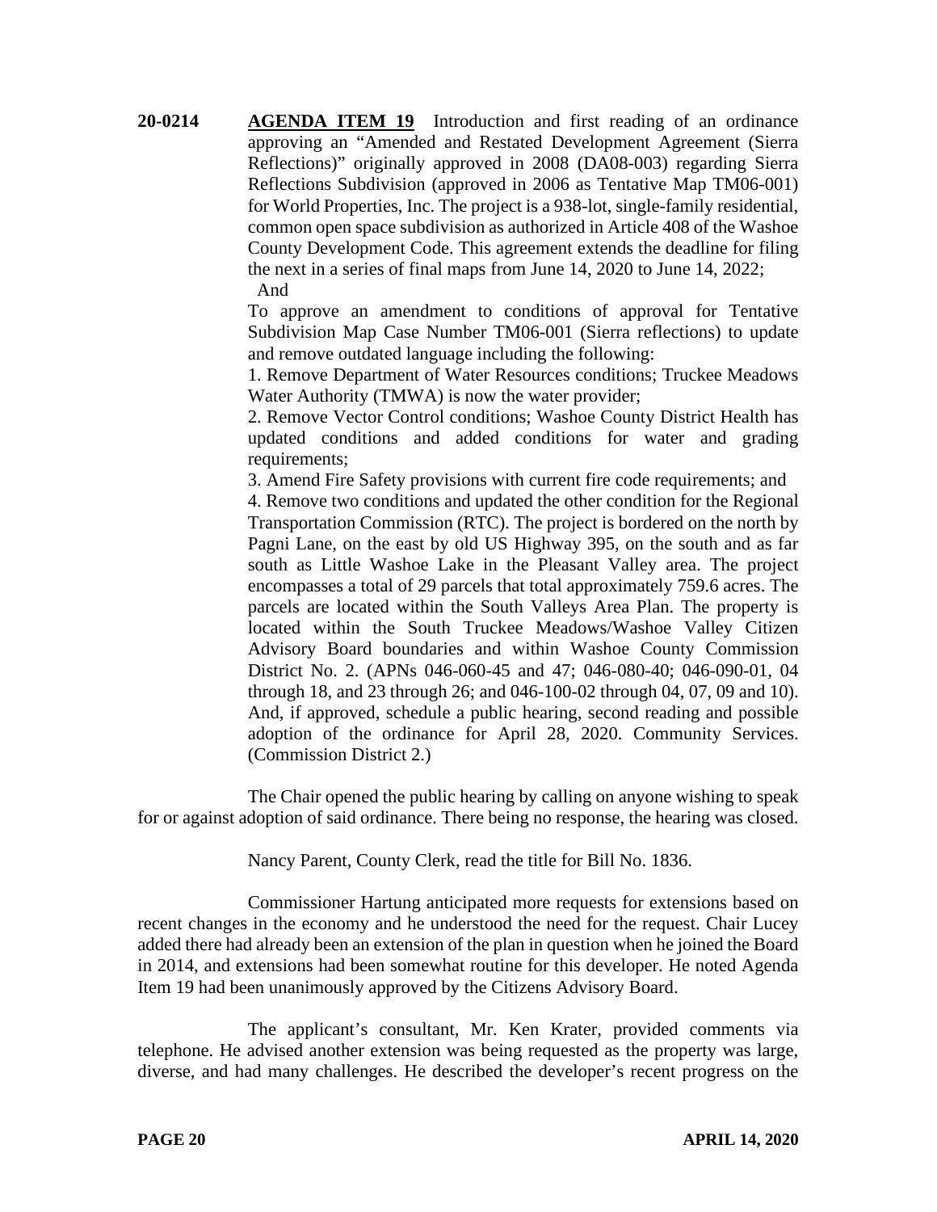**20-0214** **AGENDA ITEM 19** Introduction and first reading of an ordinance approving an "Amended and Restated Development Agreement (Sierra Reflections)" originally approved in 2008 (DA08-003) regarding Sierra Reflections Subdivision (approved in 2006 as Tentative Map TM06-001) for World Properties, Inc. The project is a 938-lot, single-family residential, common open space subdivision as authorized in Article 408 of the Washoe County Development Code. This agreement extends the deadline for filing the next in a series of final maps from June 14, 2020 to June 14, 2022;

And

To approve an amendment to conditions of approval for Tentative Subdivision Map Case Number TM06-001 (Sierra reflections) to update and remove outdated language including the following:

1. Remove Department of Water Resources conditions; Truckee Meadows Water Authority (TMWA) is now the water provider;
2. Remove Vector Control conditions; Washoe County District Health has updated conditions and added conditions for water and grading requirements;
3. Amend Fire Safety provisions with current fire code requirements; and
4. Remove two conditions and updated the other condition for the Regional Transportation Commission (RTC). The project is bordered on the north by Pagni Lane, on the east by old US Highway 395, on the south and as far south as Little Washoe Lake in the Pleasant Valley area. The project encompasses a total of 29 parcels that total approximately 759.6 acres. The parcels are located within the South Valleys Area Plan. The property is located within the South Truckee Meadows/Washoe Valley Citizen Advisory Board boundaries and within Washoe County Commission District No. 2. (APNs 046-060-45 and 47; 046-080-40; 046-090-01, 04 through 18, and 23 through 26; and 046-100-02 through 04, 07, 09 and 10). And, if approved, schedule a public hearing, second reading and possible adoption of the ordinance for April 28, 2020. Community Services. (Commission District 2.)

The Chair opened the public hearing by calling on anyone wishing to speak for or against adoption of said ordinance. There being no response, the hearing was closed.

Nancy Parent, County Clerk, read the title for Bill No. 1836.

Commissioner Hartung anticipated more requests for extensions based on recent changes in the economy and he understood the need for the request. Chair Lucey added there had already been an extension of the plan in question when he joined the Board in 2014, and extensions had been somewhat routine for this developer. He noted Agenda Item 19 had been unanimously approved by the Citizens Advisory Board.

The applicant's consultant, Mr. Ken Krater, provided comments via telephone. He advised another extension was being requested as the property was large, diverse, and had many challenges. He described the developer's recent progress on the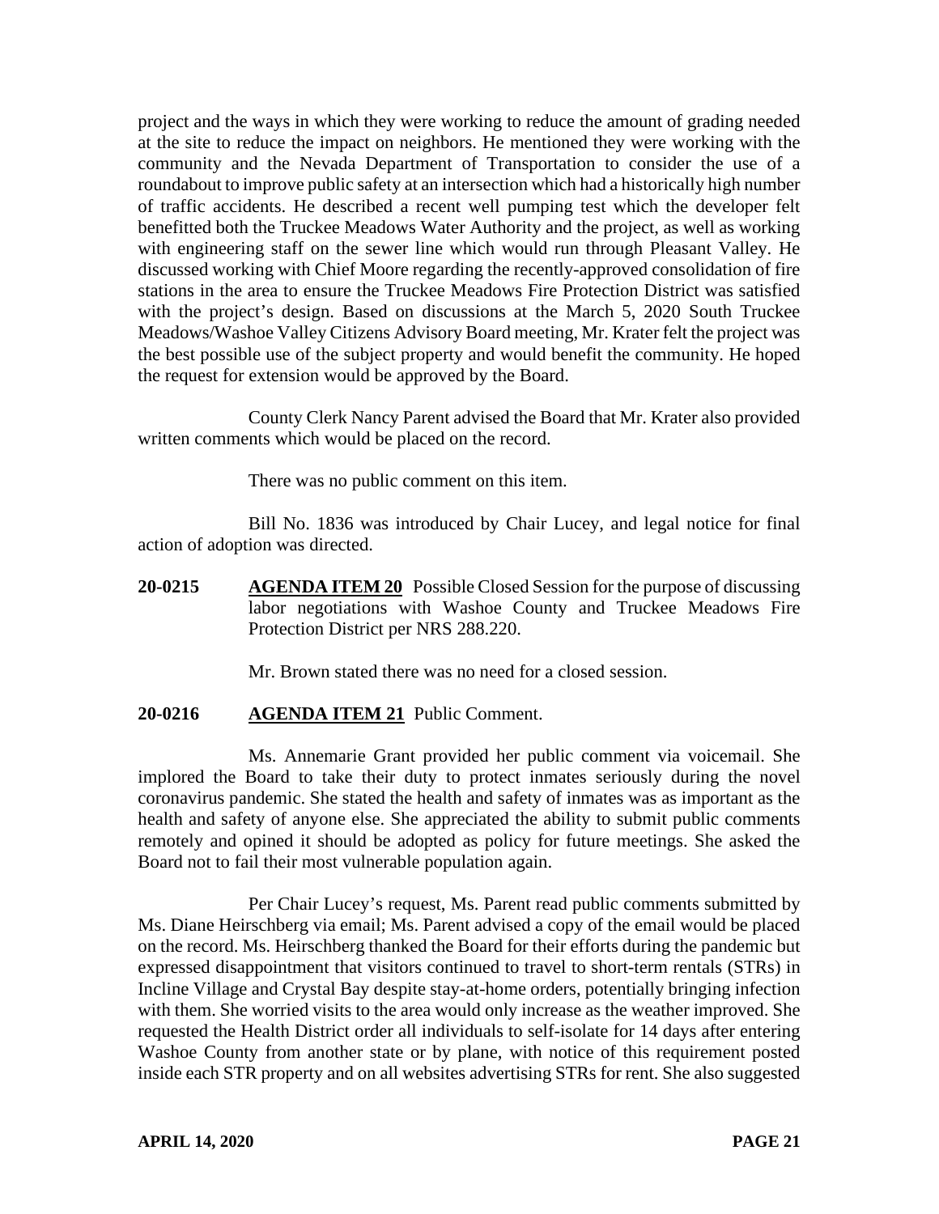project and the ways in which they were working to reduce the amount of grading needed at the site to reduce the impact on neighbors. He mentioned they were working with the community and the Nevada Department of Transportation to consider the use of a roundabout to improve public safety at an intersection which had a historically high number of traffic accidents. He described a recent well pumping test which the developer felt benefitted both the Truckee Meadows Water Authority and the project, as well as working with engineering staff on the sewer line which would run through Pleasant Valley. He discussed working with Chief Moore regarding the recently-approved consolidation of fire stations in the area to ensure the Truckee Meadows Fire Protection District was satisfied with the project's design. Based on discussions at the March 5, 2020 South Truckee Meadows/Washoe Valley Citizens Advisory Board meeting, Mr. Krater felt the project was the best possible use of the subject property and would benefit the community. He hoped the request for extension would be approved by the Board.

County Clerk Nancy Parent advised the Board that Mr. Krater also provided written comments which would be placed on the record.

There was no public comment on this item.

Bill No. 1836 was introduced by Chair Lucey, and legal notice for final action of adoption was directed.

**20-0215** **AGENDA ITEM 20** Possible Closed Session for the purpose of discussing labor negotiations with Washoe County and Truckee Meadows Fire Protection District per NRS 288.220.

Mr. Brown stated there was no need for a closed session.

**20-0216** **AGENDA ITEM 21** Public Comment.

Ms. Annemarie Grant provided her public comment via voicemail. She implored the Board to take their duty to protect inmates seriously during the novel coronavirus pandemic. She stated the health and safety of inmates was as important as the health and safety of anyone else. She appreciated the ability to submit public comments remotely and opined it should be adopted as policy for future meetings. She asked the Board not to fail their most vulnerable population again.

Per Chair Lucey's request, Ms. Parent read public comments submitted by Ms. Diane Heirschberg via email; Ms. Parent advised a copy of the email would be placed on the record. Ms. Heirschberg thanked the Board for their efforts during the pandemic but expressed disappointment that visitors continued to travel to short-term rentals (STRs) in Incline Village and Crystal Bay despite stay-at-home orders, potentially bringing infection with them. She worried visits to the area would only increase as the weather improved. She requested the Health District order all individuals to self-isolate for 14 days after entering Washoe County from another state or by plane, with notice of this requirement posted inside each STR property and on all websites advertising STRs for rent. She also suggested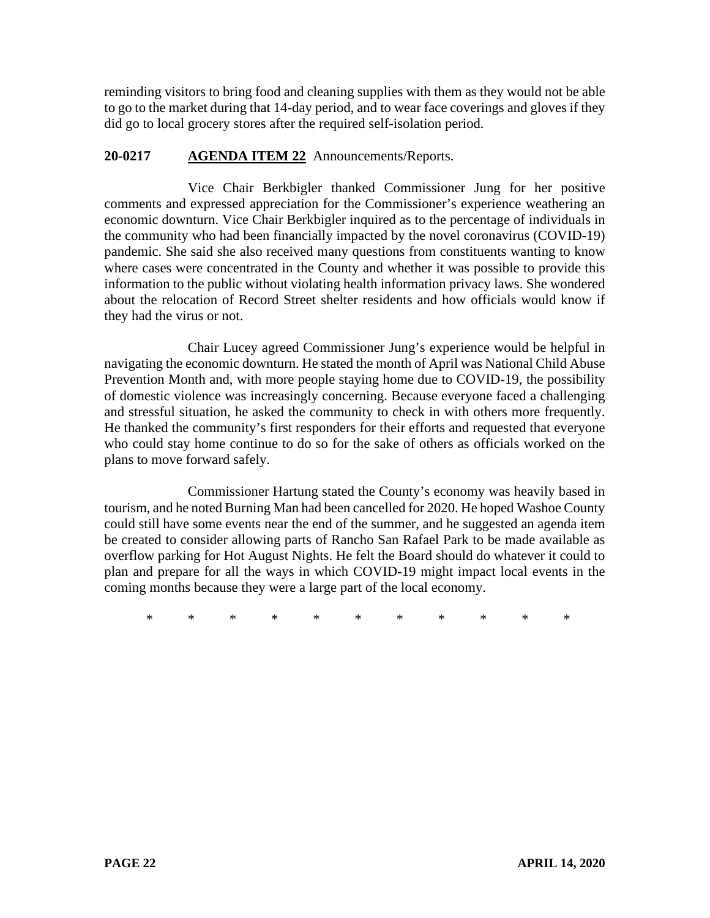reminding visitors to bring food and cleaning supplies with them as they would not be able to go to the market during that 14-day period, and to wear face coverings and gloves if they did go to local grocery stores after the required self-isolation period.

**20-0217 AGENDA ITEM 22** Announcements/Reports.

Vice Chair Berkbigler thanked Commissioner Jung for her positive comments and expressed appreciation for the Commissioner's experience weathering an economic downturn. Vice Chair Berkbigler inquired as to the percentage of individuals in the community who had been financially impacted by the novel coronavirus (COVID-19) pandemic. She said she also received many questions from constituents wanting to know where cases were concentrated in the County and whether it was possible to provide this information to the public without violating health information privacy laws. She wondered about the relocation of Record Street shelter residents and how officials would know if they had the virus or not.

Chair Lucey agreed Commissioner Jung's experience would be helpful in navigating the economic downturn. He stated the month of April was National Child Abuse Prevention Month and, with more people staying home due to COVID-19, the possibility of domestic violence was increasingly concerning. Because everyone faced a challenging and stressful situation, he asked the community to check in with others more frequently. He thanked the community's first responders for their efforts and requested that everyone who could stay home continue to do so for the sake of others as officials worked on the plans to move forward safely.

Commissioner Hartung stated the County's economy was heavily based in tourism, and he noted Burning Man had been cancelled for 2020. He hoped Washoe County could still have some events near the end of the summer, and he suggested an agenda item be created to consider allowing parts of Rancho San Rafael Park to be made available as overflow parking for Hot August Nights. He felt the Board should do whatever it could to plan and prepare for all the ways in which COVID-19 might impact local events in the coming months because they were a large part of the local economy.

\* \* \* \* \* \* \* \* \* \* \*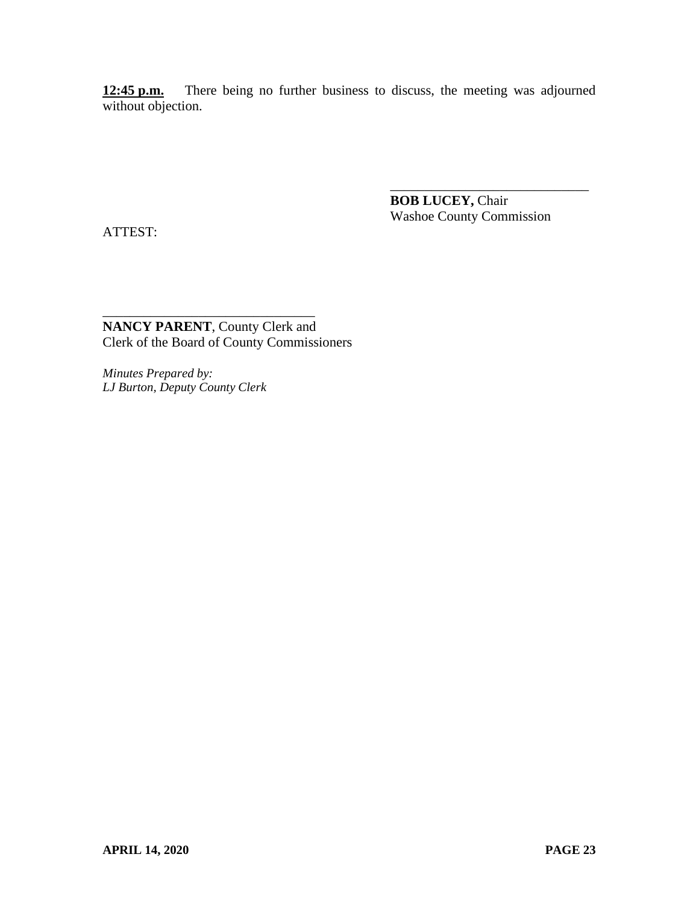**12:45 p.m.** There being no further business to discuss, the meeting was adjourned without objection.

\_\_\_\_\_\_\_\_\_\_\_\_\_\_\_\_\_\_\_\_\_\_\_\_\_\_\_\_\_\_
**BOB LUCEY,** Chair
Washoe County Commission

ATTEST:

\_\_\_\_\_\_\_\_\_\_\_\_\_\_\_\_\_\_\_\_\_\_\_\_\_\_\_\_\_\_
**NANCY PARENT**, County Clerk and
Clerk of the Board of County Commissioners

*Minutes Prepared by:*
*LJ Burton, Deputy County Clerk*